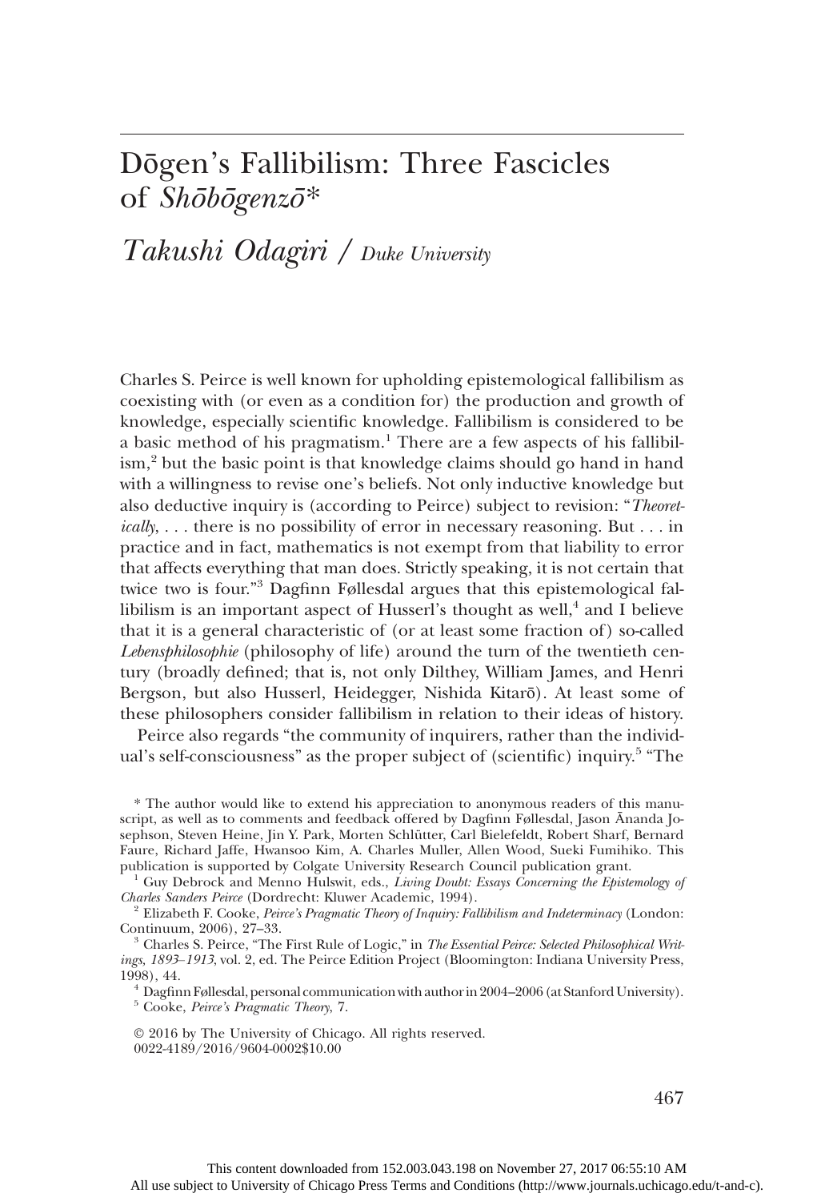# Dōgen's Fallibilism: Three Fascicles of *Shōbōgenzō*\*

## *Takushi Odagiri* / *Duke University*

Charles S. Peirce is well known for upholding epistemological fallibilism as coexisting with (or even as a condition for) the production and growth of knowledge, especially scientific knowledge. Fallibilism is considered to be a basic method of his pragmatism.[1] There are a few aspects of his fallibilism,[2] but the basic point is that knowledge claims should go hand in hand with a willingness to revise one's beliefs. Not only inductive knowledge but also deductive inquiry is (according to Peirce) subject to revision: "*Theoretically*, . . . there is no possibility of error in necessary reasoning. But . . . in practice and in fact, mathematics is not exempt from that liability to error that affects everything that man does. Strictly speaking, it is not certain that twice two is four."[3] Dagfinn Føllesdal argues that this epistemological fallibilism is an important aspect of Husserl's thought as well,[4] and I believe that it is a general characteristic of (or at least some fraction of) so-called *Lebensphilosophie* (philosophy of life) around the turn of the twentieth century (broadly defined; that is, not only Dilthey, William James, and Henri Bergson, but also Husserl, Heidegger, Nishida Kitarō). At least some of these philosophers consider fallibilism in relation to their ideas of history.

Peirce also regards "the community of inquirers, rather than the individual's self-consciousness" as the proper subject of (scientific) inquiry.[5] "The

\* The author would like to extend his appreciation to anonymous readers of this manuscript, as well as to comments and feedback offered by Dagfinn Føllesdal, Jason Ānanda Josephson, Steven Heine, Jin Y. Park, Morten Schlütter, Carl Bielefeldt, Robert Sharf, Bernard Faure, Richard Jaffe, Hwansoo Kim, A. Charles Muller, Allen Wood, Sueki Fumihiko. This publication is supported by Colgate University Research Council publication grant.

[1] Guy Debrock and Menno Hulswit, eds., *Living Doubt: Essays Concerning the Epistemology of Charles Sanders Peirce* (Dordrecht: Kluwer Academic, 1994).

[2] Elizabeth F. Cooke, *Peirce's Pragmatic Theory of Inquiry: Fallibilism and Indeterminacy* (London: Continuum, 2006), 27–33.

[3] Charles S. Peirce, "The First Rule of Logic," in *The Essential Peirce: Selected Philosophical Writings, 1893–1913*, vol. 2, ed. The Peirce Edition Project (Bloomington: Indiana University Press, 1998), 44.

[4] Dagfinn Føllesdal, personal communication with author in 2004–2006 (at Stanford University).

[5] Cooke, *Peirce's Pragmatic Theory*, 7.

© 2016 by The University of Chicago. All rights reserved.
0022-4189/2016/9604-0002$10.00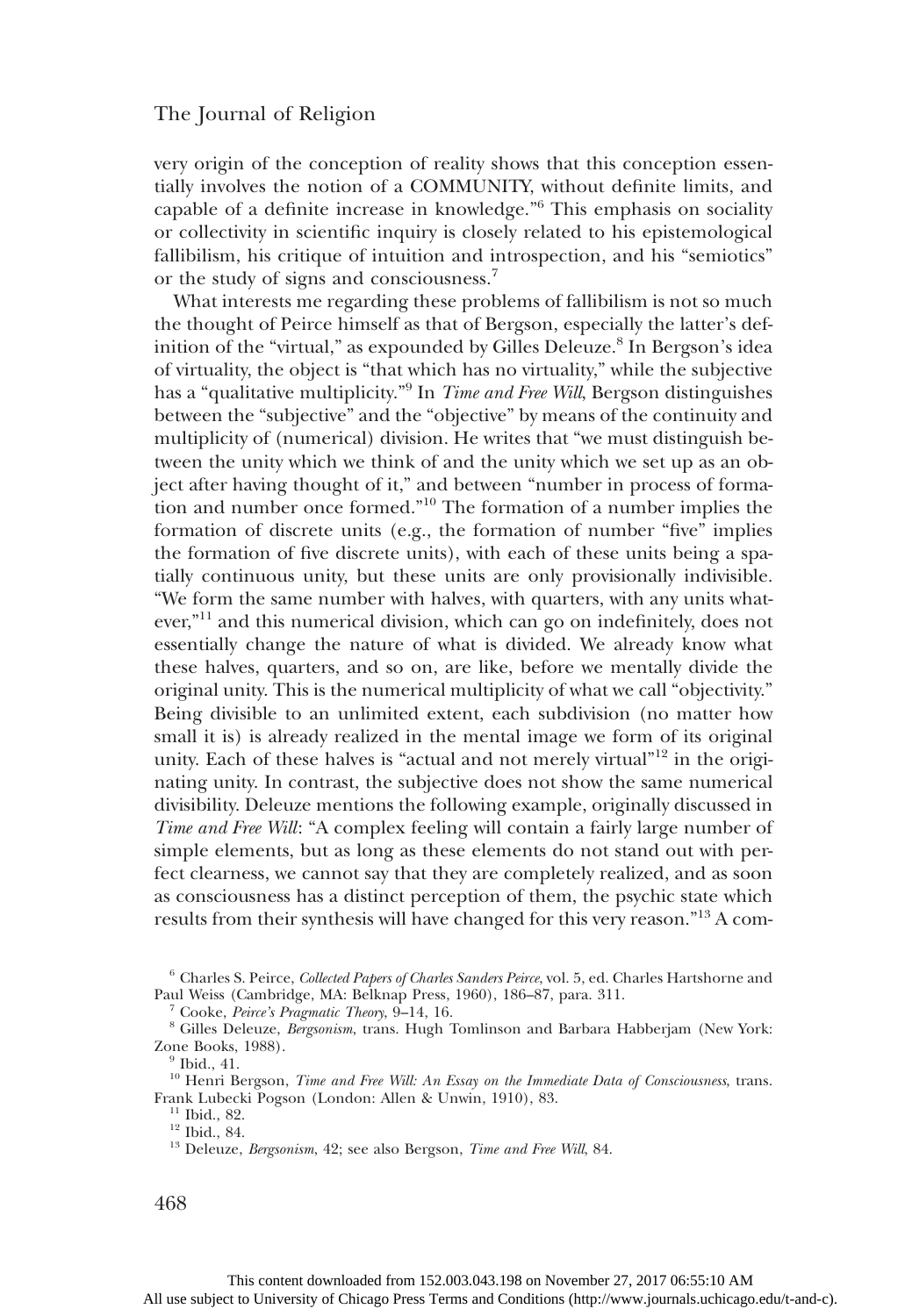very origin of the conception of reality shows that this conception essentially involves the notion of a COMMUNITY, without definite limits, and capable of a definite increase in knowledge."[6] This emphasis on sociality or collectivity in scientific inquiry is closely related to his epistemological fallibilism, his critique of intuition and introspection, and his "semiotics" or the study of signs and consciousness.[7]

What interests me regarding these problems of fallibilism is not so much the thought of Peirce himself as that of Bergson, especially the latter's definition of the "virtual," as expounded by Gilles Deleuze.[8] In Bergson's idea of virtuality, the object is "that which has no virtuality," while the subjective has a "qualitative multiplicity."[9] In *Time and Free Will*, Bergson distinguishes between the "subjective" and the "objective" by means of the continuity and multiplicity of (numerical) division. He writes that "we must distinguish between the unity which we think of and the unity which we set up as an object after having thought of it," and between "number in process of formation and number once formed."[10] The formation of a number implies the formation of discrete units (e.g., the formation of number "five" implies the formation of five discrete units), with each of these units being a spatially continuous unity, but these units are only provisionally indivisible. "We form the same number with halves, with quarters, with any units whatever,"[11] and this numerical division, which can go on indefinitely, does not essentially change the nature of what is divided. We already know what these halves, quarters, and so on, are like, before we mentally divide the original unity. This is the numerical multiplicity of what we call "objectivity." Being divisible to an unlimited extent, each subdivision (no matter how small it is) is already realized in the mental image we form of its original unity. Each of these halves is "actual and not merely virtual"[12] in the originating unity. In contrast, the subjective does not show the same numerical divisibility. Deleuze mentions the following example, originally discussed in *Time and Free Will*: "A complex feeling will contain a fairly large number of simple elements, but as long as these elements do not stand out with perfect clearness, we cannot say that they are completely realized, and as soon as consciousness has a distinct perception of them, the psychic state which results from their synthesis will have changed for this very reason."[13] A com-

[6] Charles S. Peirce, *Collected Papers of Charles Sanders Peirce*, vol. 5, ed. Charles Hartshorne and Paul Weiss (Cambridge, MA: Belknap Press, 1960), 186–87, para. 311.

[7] Cooke, *Peirce's Pragmatic Theory*, 9–14, 16.

[8] Gilles Deleuze, *Bergsonism*, trans. Hugh Tomlinson and Barbara Habberjam (New York: Zone Books, 1988).

[9] Ibid., 41.

[10] Henri Bergson, *Time and Free Will: An Essay on the Immediate Data of Consciousness*, trans. Frank Lubecki Pogson (London: Allen & Unwin, 1910), 83.

[11] Ibid., 82.

[12] Ibid., 84.

[13] Deleuze, *Bergsonism*, 42; see also Bergson, *Time and Free Will*, 84.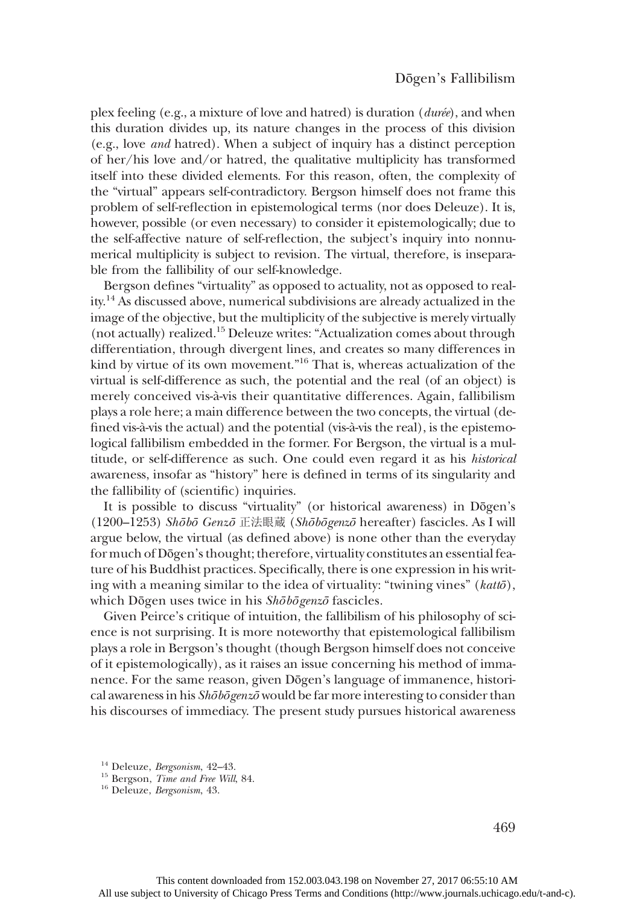plex feeling (e.g., a mixture of love and hatred) is duration (*durée*), and when this duration divides up, its nature changes in the process of this division (e.g., love *and* hatred). When a subject of inquiry has a distinct perception of her/his love and/or hatred, the qualitative multiplicity has transformed itself into these divided elements. For this reason, often, the complexity of the "virtual" appears self-contradictory. Bergson himself does not frame this problem of self-reflection in epistemological terms (nor does Deleuze). It is, however, possible (or even necessary) to consider it epistemologically; due to the self-affective nature of self-reflection, the subject's inquiry into nonnumerical multiplicity is subject to revision. The virtual, therefore, is inseparable from the fallibility of our self-knowledge.

Bergson defines "virtuality" as opposed to actuality, not as opposed to reality.[14] As discussed above, numerical subdivisions are already actualized in the image of the objective, but the multiplicity of the subjective is merely virtually (not actually) realized.[15] Deleuze writes: "Actualization comes about through differentiation, through divergent lines, and creates so many differences in kind by virtue of its own movement."[16] That is, whereas actualization of the virtual is self-difference as such, the potential and the real (of an object) is merely conceived vis-à-vis their quantitative differences. Again, fallibilism plays a role here; a main difference between the two concepts, the virtual (defined vis-à-vis the actual) and the potential (vis-à-vis the real), is the epistemological fallibilism embedded in the former. For Bergson, the virtual is a multitude, or self-difference as such. One could even regard it as his *historical* awareness, insofar as "history" here is defined in terms of its singularity and the fallibility of (scientific) inquiries.

It is possible to discuss "virtuality" (or historical awareness) in Dōgen's (1200–1253) *Shōbō Genzō* 正法眼蔵 (*Shōbōgenzō* hereafter) fascicles. As I will argue below, the virtual (as defined above) is none other than the everyday for much of Dōgen's thought; therefore, virtuality constitutes an essential feature of his Buddhist practices. Specifically, there is one expression in his writing with a meaning similar to the idea of virtuality: "twining vines" (*kattō*), which Dōgen uses twice in his *Shōbōgenzō* fascicles.

Given Peirce's critique of intuition, the fallibilism of his philosophy of science is not surprising. It is more noteworthy that epistemological fallibilism plays a role in Bergson's thought (though Bergson himself does not conceive of it epistemologically), as it raises an issue concerning his method of immanence. For the same reason, given Dōgen's language of immanence, historical awareness in his *Shōbōgenzō* would be far more interesting to consider than his discourses of immediacy. The present study pursues historical awareness

[14] Deleuze, *Bergsonism*, 42–43.

[15] Bergson, *Time and Free Will*, 84.

[16] Deleuze, *Bergsonism*, 43.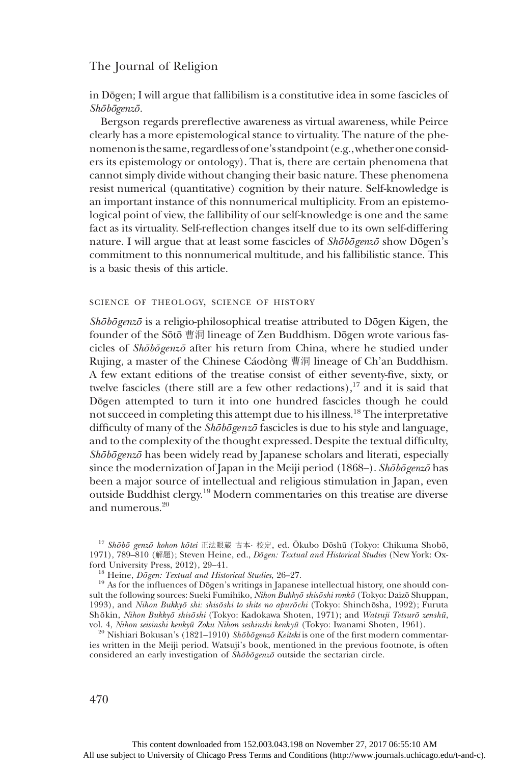in Dōgen; I will argue that fallibilism is a constitutive idea in some fascicles of *Shōbōgenzō*.

Bergson regards prereflective awareness as virtual awareness, while Peirce clearly has a more epistemological stance to virtuality. The nature of the phenomenon is the same, regardless of one's standpoint (e.g., whether one considers its epistemology or ontology). That is, there are certain phenomena that cannot simply divide without changing their basic nature. These phenomena resist numerical (quantitative) cognition by their nature. Self-knowledge is an important instance of this nonnumerical multiplicity. From an epistemological point of view, the fallibility of our self-knowledge is one and the same fact as its virtuality. Self-reflection changes itself due to its own self-differing nature. I will argue that at least some fascicles of *Shōbōgenzō* show Dōgen's commitment to this nonnumerical multitude, and his fallibilistic stance. This is a basic thesis of this article.

## SCIENCE OF THEOLOGY, SCIENCE OF HISTORY

*Shōbōgenzō* is a religio-philosophical treatise attributed to Dōgen Kigen, the founder of the Sōtō 曹洞 lineage of Zen Buddhism. Dōgen wrote various fascicles of *Shōbōgenzō* after his return from China, where he studied under Rujing, a master of the Chinese Cáodòng 曹洞 lineage of Ch'an Buddhism. A few extant editions of the treatise consist of either seventy-five, sixty, or twelve fascicles (there still are a few other redactions),[17] and it is said that Dōgen attempted to turn it into one hundred fascicles though he could not succeed in completing this attempt due to his illness.[18] The interpretative difficulty of many of the *Shōbōgenzō* fascicles is due to his style and language, and to the complexity of the thought expressed. Despite the textual difficulty, *Shōbōgenzō* has been widely read by Japanese scholars and literati, especially since the modernization of Japan in the Meiji period (1868–). *Shōbōgenzō* has been a major source of intellectual and religious stimulation in Japan, even outside Buddhist clergy.[19] Modern commentaries on this treatise are diverse and numerous.[20]

[17] *Shōbō genzō kohon kōtei* 正法眼蔵 古本· 校定, ed. Ōkubo Dōshū (Tokyo: Chikuma Shobō, 1971), 789–810 (解題); Steven Heine, ed., *Dōgen: Textual and Historical Studies* (New York: Oxford University Press, 2012), 29–41.

[18] Heine, *Dōgen: Textual and Historical Studies*, 26–27.

[19] As for the influences of Dōgen's writings in Japanese intellectual history, one should consult the following sources: Sueki Fumihiko, *Nihon Bukkyō shisōshi ronkō* (Tokyo: Daizō Shuppan, 1993), and *Nihon Bukkyō shi: shisōshi to shite no apurōchi* (Tokyo: Shinchōsha, 1992); Furuta Shōkin, *Nihon Bukkyō shisōshi* (Tokyo: Kadokawa Shoten, 1971); and *Watsuji Tetsurō zenshū*, vol. 4, *Nihon seisinshi kenkyū Zoku Nihon seshinshi kenkyū* (Tokyo: Iwanami Shoten, 1961).

[20] Nishiari Bokusan's (1821–1910) *Shōbōgenzō Keiteki* is one of the first modern commentaries written in the Meiji period. Watsuji's book, mentioned in the previous footnote, is often considered an early investigation of *Shōbōgenzō* outside the sectarian circle.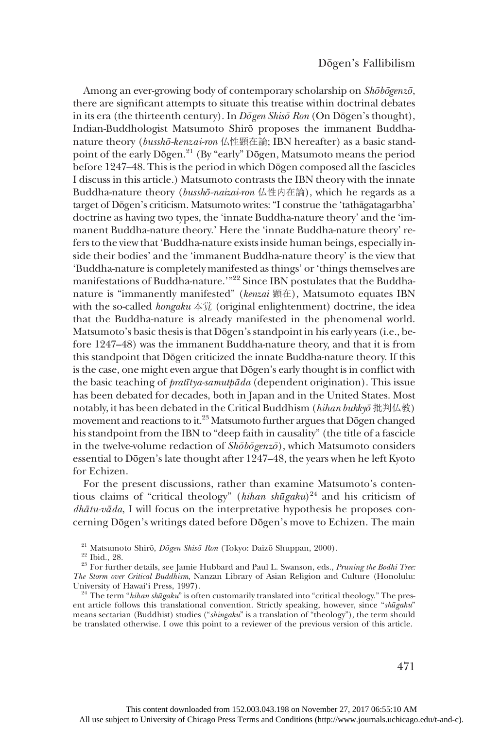Among an ever-growing body of contemporary scholarship on *Shōbōgenzō*, there are significant attempts to situate this treatise within doctrinal debates in its era (the thirteenth century). In *Dōgen Shisō Ron* (On Dōgen's thought), Indian-Buddhologist Matsumoto Shirō proposes the immanent Buddha-nature theory (*busshō-kenzai-ron* 仏性顕在論; IBN hereafter) as a basic standpoint of the early Dōgen.[21] (By "early" Dōgen, Matsumoto means the period before 1247–48. This is the period in which Dōgen composed all the fascicles I discuss in this article.) Matsumoto contrasts the IBN theory with the innate Buddha-nature theory (*busshō-naizai-ron* 仏性内在論), which he regards as a target of Dōgen's criticism. Matsumoto writes: "I construe the 'tathāgatagarbha' doctrine as having two types, the 'innate Buddha-nature theory' and the 'immanent Buddha-nature theory.' Here the 'innate Buddha-nature theory' refers to the view that 'Buddha-nature exists inside human beings, especially inside their bodies' and the 'immanent Buddha-nature theory' is the view that 'Buddha-nature is completely manifested as things' or 'things themselves are manifestations of Buddha-nature.'"[22] Since IBN postulates that the Buddha-nature is "immanently manifested" (*kenzai* 顕在), Matsumoto equates IBN with the so-called *hongaku* 本覚 (original enlightenment) doctrine, the idea that the Buddha-nature is already manifested in the phenomenal world. Matsumoto's basic thesis is that Dōgen's standpoint in his early years (i.e., before 1247–48) was the immanent Buddha-nature theory, and that it is from this standpoint that Dōgen criticized the innate Buddha-nature theory. If this is the case, one might even argue that Dōgen's early thought is in conflict with the basic teaching of *pratītya-samutpāda* (dependent origination). This issue has been debated for decades, both in Japan and in the United States. Most notably, it has been debated in the Critical Buddhism (*hihan bukkyō* 批判仏教) movement and reactions to it.[23] Matsumoto further argues that Dōgen changed his standpoint from the IBN to "deep faith in causality" (the title of a fascicle in the twelve-volume redaction of *Shōbōgenzō*), which Matsumoto considers essential to Dōgen's late thought after 1247–48, the years when he left Kyoto for Echizen.

For the present discussions, rather than examine Matsumoto's contentious claims of "critical theology" (*hihan shūgaku*)[24] and his criticism of *dhātu-vāda*, I will focus on the interpretative hypothesis he proposes concerning Dōgen's writings dated before Dōgen's move to Echizen. The main

[21] Matsumoto Shirō, *Dōgen Shisō Ron* (Tokyo: Daizō Shuppan, 2000).

[22] Ibid., 28.

[23] For further details, see Jamie Hubbard and Paul L. Swanson, eds., *Pruning the Bodhi Tree: The Storm over Critical Buddhism*, Nanzan Library of Asian Religion and Culture (Honolulu: University of Hawai'i Press, 1997).

[24] The term "*hihan shūgaku*" is often customarily translated into "critical theology." The present article follows this translational convention. Strictly speaking, however, since "*shūgaku*" means sectarian (Buddhist) studies ("*shingaku*" is a translation of "theology"), the term should be translated otherwise. I owe this point to a reviewer of the previous version of this article.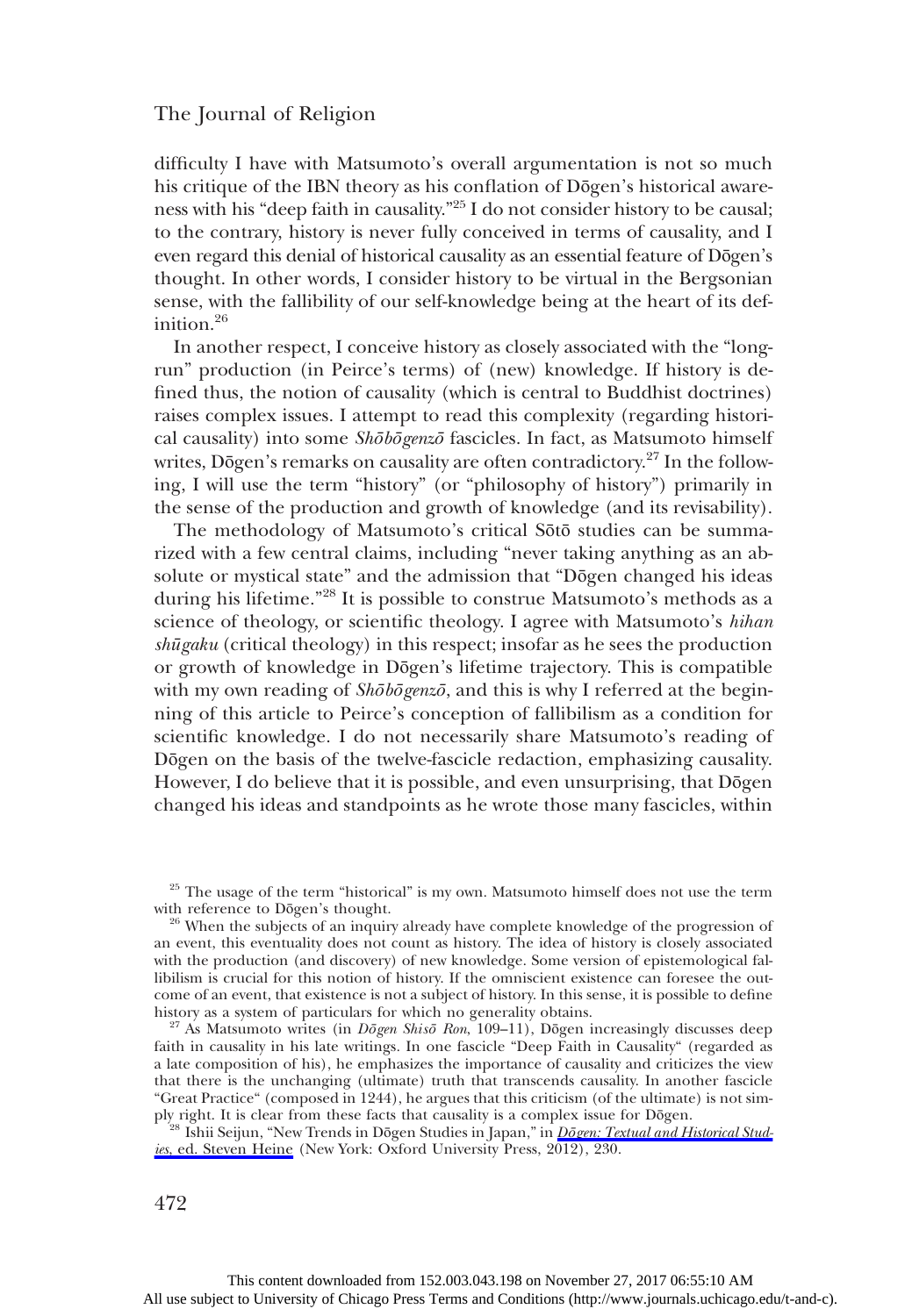difficulty I have with Matsumoto's overall argumentation is not so much his critique of the IBN theory as his conflation of Dōgen's historical awareness with his "deep faith in causality."[25] I do not consider history to be causal; to the contrary, history is never fully conceived in terms of causality, and I even regard this denial of historical causality as an essential feature of Dōgen's thought. In other words, I consider history to be virtual in the Bergsonian sense, with the fallibility of our self-knowledge being at the heart of its definition.[26]

In another respect, I conceive history as closely associated with the "long-run" production (in Peirce's terms) of (new) knowledge. If history is defined thus, the notion of causality (which is central to Buddhist doctrines) raises complex issues. I attempt to read this complexity (regarding historical causality) into some *Shōbōgenzō* fascicles. In fact, as Matsumoto himself writes, Dōgen's remarks on causality are often contradictory.[27] In the following, I will use the term "history" (or "philosophy of history") primarily in the sense of the production and growth of knowledge (and its revisability).

The methodology of Matsumoto's critical Sōtō studies can be summarized with a few central claims, including "never taking anything as an absolute or mystical state" and the admission that "Dōgen changed his ideas during his lifetime."[28] It is possible to construe Matsumoto's methods as a science of theology, or scientific theology. I agree with Matsumoto's *hihan shūgaku* (critical theology) in this respect; insofar as he sees the production or growth of knowledge in Dōgen's lifetime trajectory. This is compatible with my own reading of *Shōbōgenzō*, and this is why I referred at the beginning of this article to Peirce's conception of fallibilism as a condition for scientific knowledge. I do not necessarily share Matsumoto's reading of Dōgen on the basis of the twelve-fascicle redaction, emphasizing causality. However, I do believe that it is possible, and even unsurprising, that Dōgen changed his ideas and standpoints as he wrote those many fascicles, within

[25] The usage of the term "historical" is my own. Matsumoto himself does not use the term with reference to Dōgen's thought.

[26] When the subjects of an inquiry already have complete knowledge of the progression of an event, this eventuality does not count as history. The idea of history is closely associated with the production (and discovery) of new knowledge. Some version of epistemological fallibilism is crucial for this notion of history. If the omniscient existence can foresee the outcome of an event, that existence is not a subject of history. In this sense, it is possible to define history as a system of particulars for which no generality obtains.

[27] As Matsumoto writes (in *Dōgen Shisō Ron*, 109–11), Dōgen increasingly discusses deep faith in causality in his late writings. In one fascicle "Deep Faith in Causality" (regarded as a late composition of his), he emphasizes the importance of causality and criticizes the view that there is the unchanging (ultimate) truth that transcends causality. In another fascicle "Great Practice" (composed in 1244), he argues that this criticism (of the ultimate) is not simply right. It is clear from these facts that causality is a complex issue for Dōgen.

[28] Ishii Seijun, "New Trends in Dōgen Studies in Japan," in *Dōgen: Textual and Historical Studies*, ed. Steven Heine (New York: Oxford University Press, 2012), 230.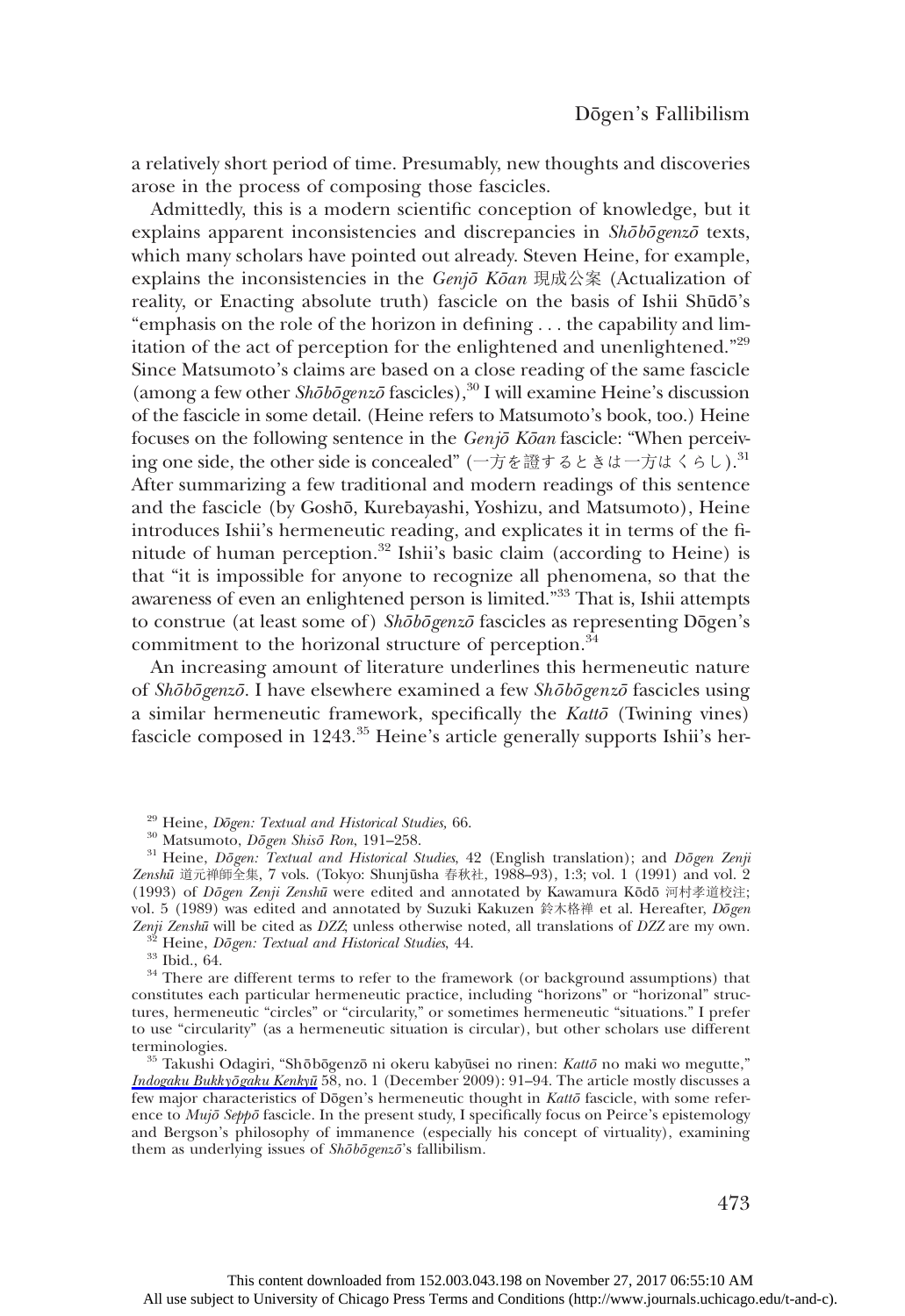a relatively short period of time. Presumably, new thoughts and discoveries arose in the process of composing those fascicles.

Admittedly, this is a modern scientific conception of knowledge, but it explains apparent inconsistencies and discrepancies in *Shōbōgenzō* texts, which many scholars have pointed out already. Steven Heine, for example, explains the inconsistencies in the *Genjō Kōan* 現成公案 (Actualization of reality, or Enacting absolute truth) fascicle on the basis of Ishii Shūdō's "emphasis on the role of the horizon in defining . . . the capability and limitation of the act of perception for the enlightened and unenlightened."[29] Since Matsumoto's claims are based on a close reading of the same fascicle (among a few other *Shōbōgenzō* fascicles),[30] I will examine Heine's discussion of the fascicle in some detail. (Heine refers to Matsumoto's book, too.) Heine focuses on the following sentence in the *Genjō Kōan* fascicle: "When perceiving one side, the other side is concealed" (一方を證するときは一方はくらし).[31] After summarizing a few traditional and modern readings of this sentence and the fascicle (by Goshō, Kurebayashi, Yoshizu, and Matsumoto), Heine introduces Ishii's hermeneutic reading, and explicates it in terms of the finitude of human perception.[32] Ishii's basic claim (according to Heine) is that "it is impossible for anyone to recognize all phenomena, so that the awareness of even an enlightened person is limited."[33] That is, Ishii attempts to construe (at least some of) *Shōbōgenzō* fascicles as representing Dōgen's commitment to the horizonal structure of perception.[34]

An increasing amount of literature underlines this hermeneutic nature of *Shōbōgenzō*. I have elsewhere examined a few *Shōbōgenzō* fascicles using a similar hermeneutic framework, specifically the *Kattō* (Twining vines) fascicle composed in 1243.[35] Heine's article generally supports Ishii's her-

---

[29] Heine, *Dōgen: Textual and Historical Studies,* 66.

[30] Matsumoto, *Dōgen Shisō Ron*, 191–258.

[31] Heine, *Dōgen: Textual and Historical Studies,* 42 (English translation); and *Dōgen Zenji Zenshū* 道元禅師全集, 7 vols. (Tokyo: Shunjūsha 春秋社, 1988–93), 1:3; vol. 1 (1991) and vol. 2 (1993) of *Dōgen Zenji Zenshū* were edited and annotated by Kawamura Kōdō 河村孝道校注; vol. 5 (1989) was edited and annotated by Suzuki Kakuzen 鈴木格禅 et al. Hereafter, *Dōgen Zenji Zenshū* will be cited as *DZZ*; unless otherwise noted, all translations of *DZZ* are my own.

[32] Heine, *Dōgen: Textual and Historical Studies*, 44.

[33] Ibid., 64.

[34] There are different terms to refer to the framework (or background assumptions) that constitutes each particular hermeneutic practice, including "horizons" or "horizonal" structures, hermeneutic "circles" or "circularity," or sometimes hermeneutic "situations." I prefer to use "circularity" (as a hermeneutic situation is circular), but other scholars use different terminologies.

[35] Takushi Odagiri, "Shōbōgenzō ni okeru kabyūsei no rinen: *Kattō* no maki wo megutte," *Indogaku Bukkyōgaku Kenkyū* 58, no. 1 (December 2009): 91–94. The article mostly discusses a few major characteristics of Dōgen's hermeneutic thought in *Kattō* fascicle, with some reference to *Mujō Seppō* fascicle. In the present study, I specifically focus on Peirce's epistemology and Bergson's philosophy of immanence (especially his concept of virtuality), examining them as underlying issues of *Shōbōgenzō*'s fallibilism.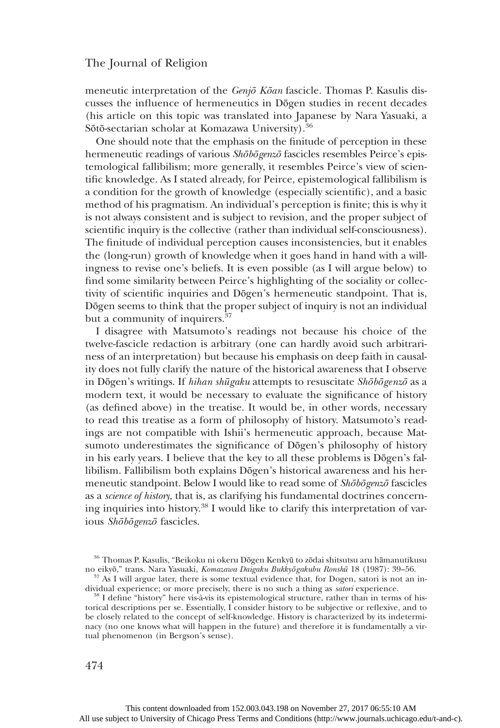meneutic interpretation of the *Genjō Kōan* fascicle. Thomas P. Kasulis discusses the influence of hermeneutics in Dōgen studies in recent decades (his article on this topic was translated into Japanese by Nara Yasuaki, a Sōtō-sectarian scholar at Komazawa University).[36]

One should note that the emphasis on the finitude of perception in these hermeneutic readings of various *Shōbōgenzō* fascicles resembles Peirce's epistemological fallibilism; more generally, it resembles Peirce's view of scientific knowledge. As I stated already, for Peirce, epistemological fallibilism is a condition for the growth of knowledge (especially scientific), and a basic method of his pragmatism. An individual's perception is finite; this is why it is not always consistent and is subject to revision, and the proper subject of scientific inquiry is the collective (rather than individual self-consciousness). The finitude of individual perception causes inconsistencies, but it enables the (long-run) growth of knowledge when it goes hand in hand with a willingness to revise one's beliefs. It is even possible (as I will argue below) to find some similarity between Peirce's highlighting of the sociality or collectivity of scientific inquiries and Dōgen's hermeneutic standpoint. That is, Dōgen seems to think that the proper subject of inquiry is not an individual but a community of inquirers.[37]

I disagree with Matsumoto's readings not because his choice of the twelve-fascicle redaction is arbitrary (one can hardly avoid such arbitrariness of an interpretation) but because his emphasis on deep faith in causality does not fully clarify the nature of the historical awareness that I observe in Dōgen's writings. If *hihan shūgaku* attempts to resuscitate *Shōbōgenzō* as a modern text, it would be necessary to evaluate the significance of history (as defined above) in the treatise. It would be, in other words, necessary to read this treatise as a form of philosophy of history. Matsumoto's readings are not compatible with Ishii's hermeneutic approach, because Matsumoto underestimates the significance of Dōgen's philosophy of history in his early years. I believe that the key to all these problems is Dōgen's fallibilism. Fallibilism both explains Dōgen's historical awareness and his hermeneutic standpoint. Below I would like to read some of *Shōbōgenzō* fascicles as a *science of history*, that is, as clarifying his fundamental doctrines concerning inquiries into history.[38] I would like to clarify this interpretation of various *Shōbōgenzō* fascicles.

---

[36] Thomas P. Kasulis, "Beikoku ni okeru Dōgen Kenkyū to zōdai shitsutsu aru hāmanutikusu no eikyō," trans. Nara Yasuaki, *Komazawa Daigaku Bukkyōgakubu Ronshū* 18 (1987): 39–56.

[37] As I will argue later, there is some textual evidence that, for Dogen, satori is not an individual experience; or more precisely, there is no such a thing as *satori* experience.

[38] I define "history" here vis-à-vis its epistemological structure, rather than in terms of historical descriptions per se. Essentially, I consider history to be subjective or reflexive, and to be closely related to the concept of self-knowledge. History is characterized by its indeterminacy (no one knows what will happen in the future) and therefore it is fundamentally a virtual phenomenon (in Bergson's sense).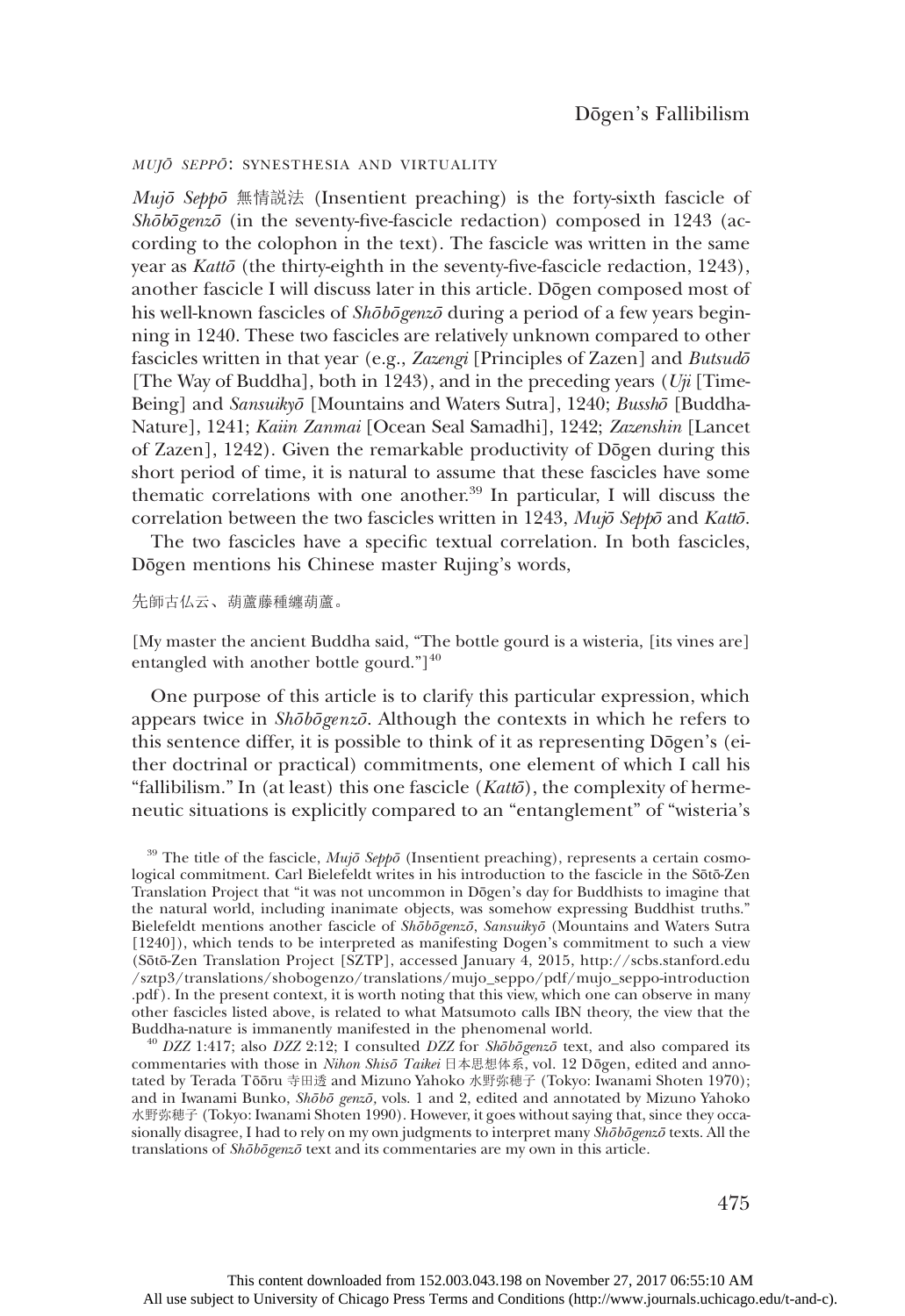### *MUJŌ SEPPŌ*: SYNESTHESIA AND VIRTUALITY

*Mujō Seppō* 無情説法 (Insentient preaching) is the forty-sixth fascicle of *Shōbōgenzō* (in the seventy-five-fascicle redaction) composed in 1243 (according to the colophon in the text). The fascicle was written in the same year as *Kattō* (the thirty-eighth in the seventy-five-fascicle redaction, 1243), another fascicle I will discuss later in this article. Dōgen composed most of his well-known fascicles of *Shōbōgenzō* during a period of a few years beginning in 1240. These two fascicles are relatively unknown compared to other fascicles written in that year (e.g., *Zazengi* [Principles of Zazen] and *Butsudō* [The Way of Buddha], both in 1243), and in the preceding years (*Uji* [Time-Being] and *Sansuikyō* [Mountains and Waters Sutra], 1240; *Busshō* [Buddha-Nature], 1241; *Kaiin Zanmai* [Ocean Seal Samadhi], 1242; *Zazenshin* [Lancet of Zazen], 1242). Given the remarkable productivity of Dōgen during this short period of time, it is natural to assume that these fascicles have some thematic correlations with one another.[39] In particular, I will discuss the correlation between the two fascicles written in 1243, *Mujō Seppō* and *Kattō*.

The two fascicles have a specific textual correlation. In both fascicles, Dōgen mentions his Chinese master Rujing's words,

先師古仏云、葫蘆藤種纏葫蘆。

[My master the ancient Buddha said, "The bottle gourd is a wisteria, [its vines are] entangled with another bottle gourd."][40]

One purpose of this article is to clarify this particular expression, which appears twice in *Shōbōgenzō*. Although the contexts in which he refers to this sentence differ, it is possible to think of it as representing Dōgen's (either doctrinal or practical) commitments, one element of which I call his "fallibilism." In (at least) this one fascicle (*Kattō*), the complexity of hermeneutic situations is explicitly compared to an "entanglement" of "wisteria's

[39] The title of the fascicle, *Mujō Seppō* (Insentient preaching), represents a certain cosmological commitment. Carl Bielefeldt writes in his introduction to the fascicle in the Sōtō-Zen Translation Project that "it was not uncommon in Dōgen's day for Buddhists to imagine that the natural world, including inanimate objects, was somehow expressing Buddhist truths." Bielefeldt mentions another fascicle of *Shōbōgenzō*, *Sansuikyō* (Mountains and Waters Sutra [1240]), which tends to be interpreted as manifesting Dogen's commitment to such a view (Sōtō-Zen Translation Project [SZTP], accessed January 4, 2015, http://scbs.stanford.edu/sztp3/translations/shobogenzo/translations/mujo_seppo/pdf/mujo_seppo-introduction.pdf). In the present context, it is worth noting that this view, which one can observe in many other fascicles listed above, is related to what Matsumoto calls IBN theory, the view that the Buddha-nature is immanently manifested in the phenomenal world.

[40] *DZZ* 1:417; also *DZZ* 2:12; I consulted *DZZ* for *Shōbōgenzō* text, and also compared its commentaries with those in *Nihon Shisō Taikei* 日本思想体系, vol. 12 Dōgen, edited and annotated by Terada Tōōru 寺田透 and Mizuno Yahoko 水野弥穂子 (Tokyo: Iwanami Shoten 1970); and in Iwanami Bunko, *Shōbō genzō*, vols. 1 and 2, edited and annotated by Mizuno Yahoko 水野弥穂子 (Tokyo: Iwanami Shoten 1990). However, it goes without saying that, since they occasionally disagree, I had to rely on my own judgments to interpret many *Shōbōgenzō* texts. All the translations of *Shōbōgenzō* text and its commentaries are my own in this article.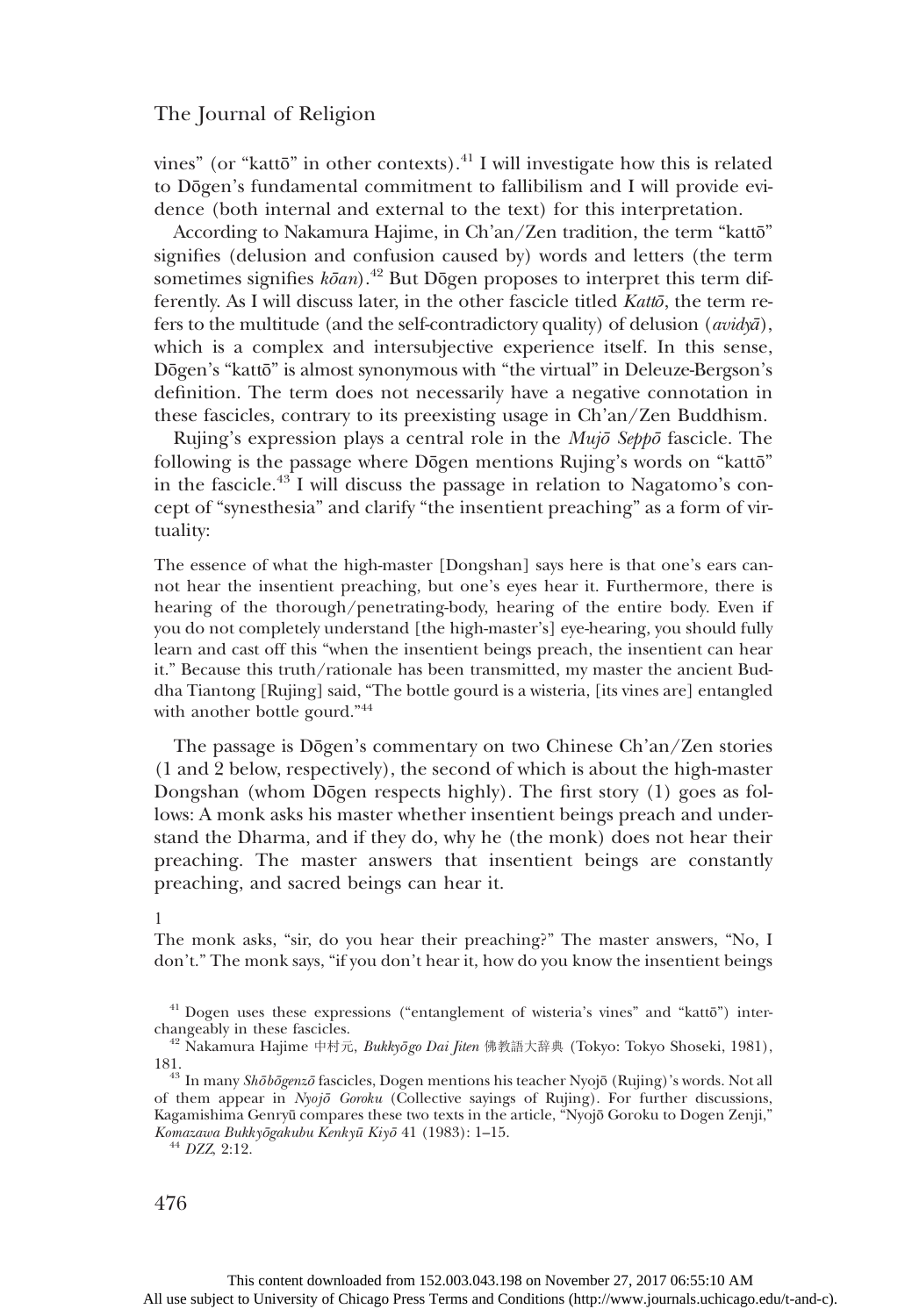vines" (or "kattō" in other contexts).[41] I will investigate how this is related to Dōgen's fundamental commitment to fallibilism and I will provide evidence (both internal and external to the text) for this interpretation.

According to Nakamura Hajime, in Ch'an/Zen tradition, the term "kattō" signifies (delusion and confusion caused by) words and letters (the term sometimes signifies *kōan*).[42] But Dōgen proposes to interpret this term differently. As I will discuss later, in the other fascicle titled *Kattō*, the term refers to the multitude (and the self-contradictory quality) of delusion (*avidyā*), which is a complex and intersubjective experience itself. In this sense, Dōgen's "kattō" is almost synonymous with "the virtual" in Deleuze-Bergson's definition. The term does not necessarily have a negative connotation in these fascicles, contrary to its preexisting usage in Ch'an/Zen Buddhism.

Rujing's expression plays a central role in the *Mujō Seppō* fascicle. The following is the passage where Dōgen mentions Rujing's words on "kattō" in the fascicle.[43] I will discuss the passage in relation to Nagatomo's concept of "synesthesia" and clarify "the insentient preaching" as a form of virtuality:

> The essence of what the high-master [Dongshan] says here is that one's ears cannot hear the insentient preaching, but one's eyes hear it. Furthermore, there is hearing of the thorough/penetrating-body, hearing of the entire body. Even if you do not completely understand [the high-master's] eye-hearing, you should fully learn and cast off this "when the insentient beings preach, the insentient can hear it." Because this truth/rationale has been transmitted, my master the ancient Buddha Tiantong [Rujing] said, "The bottle gourd is a wisteria, [its vines are] entangled with another bottle gourd."[44]

The passage is Dōgen's commentary on two Chinese Ch'an/Zen stories (1 and 2 below, respectively), the second of which is about the high-master Dongshan (whom Dōgen respects highly). The first story (1) goes as follows: A monk asks his master whether insentient beings preach and understand the Dharma, and if they do, why he (the monk) does not hear their preaching. The master answers that insentient beings are constantly preaching, and sacred beings can hear it.

1

> The monk asks, "sir, do you hear their preaching?" The master answers, "No, I don't." The monk says, "if you don't hear it, how do you know the insentient beings

---

[41] Dogen uses these expressions ("entanglement of wisteria's vines" and "kattō") interchangeably in these fascicles.

[42] Nakamura Hajime 中村元, *Bukkyōgo Dai Jiten* 佛教語大辞典 (Tokyo: Tokyo Shoseki, 1981), 181.

[43] In many *Shōbōgenzō* fascicles, Dogen mentions his teacher Nyojō (Rujing)'s words. Not all of them appear in *Nyojō Goroku* (Collective sayings of Rujing). For further discussions, Kagamishima Genryū compares these two texts in the article, "Nyojō Goroku to Dogen Zenji," *Komazawa Bukkyōgakubu Kenkyū Kiyō* 41 (1983): 1–15.

[44] *DZZ*, 2:12.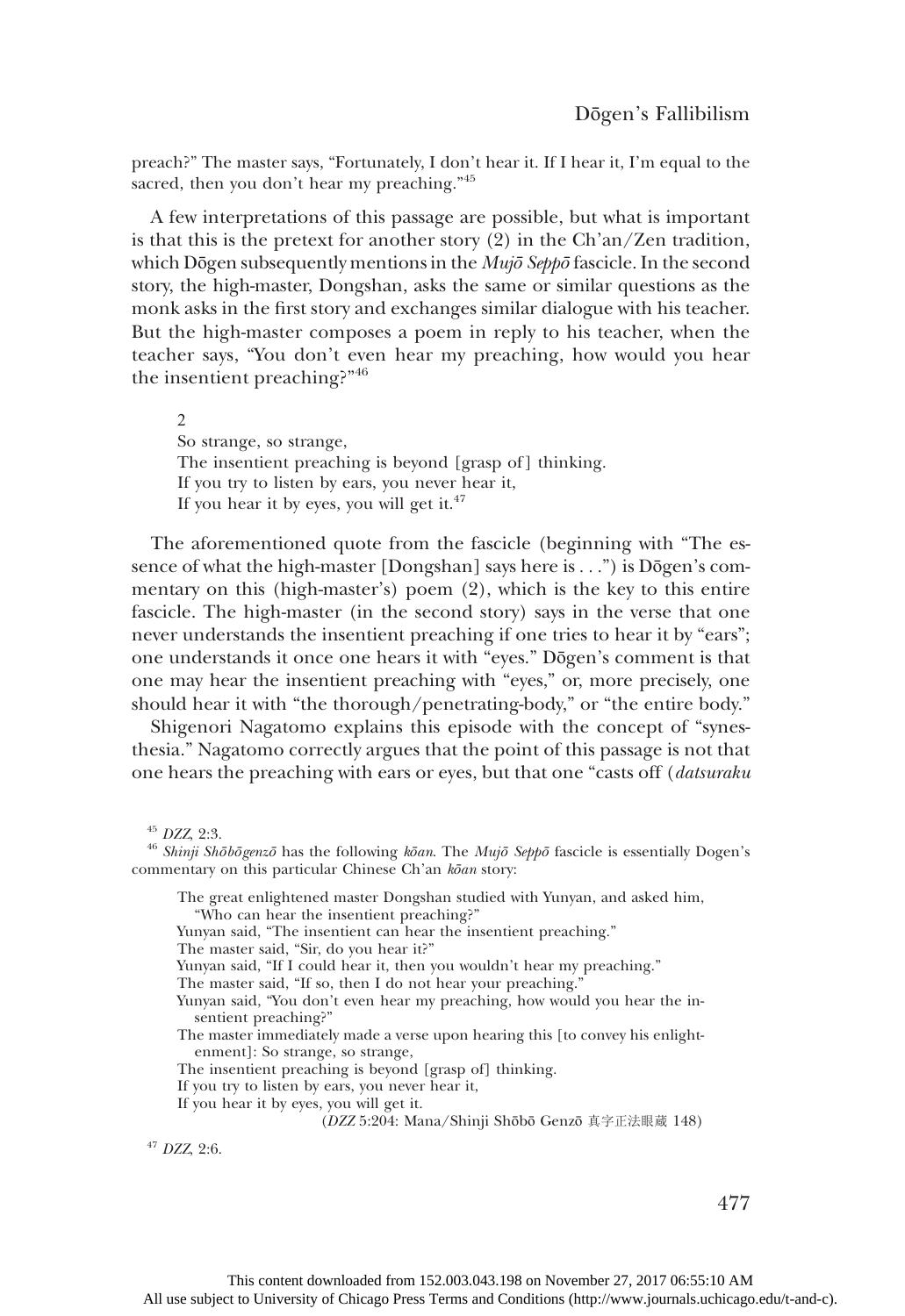preach?" The master says, "Fortunately, I don't hear it. If I hear it, I'm equal to the sacred, then you don't hear my preaching."[45]

A few interpretations of this passage are possible, but what is important is that this is the pretext for another story (2) in the Ch'an/Zen tradition, which Dōgen subsequently mentions in the *Mujō Seppō* fascicle. In the second story, the high-master, Dongshan, asks the same or similar questions as the monk asks in the first story and exchanges similar dialogue with his teacher. But the high-master composes a poem in reply to his teacher, when the teacher says, "You don't even hear my preaching, how would you hear the insentient preaching?"[46]

> 2
> So strange, so strange,
> The insentient preaching is beyond [grasp of] thinking.
> If you try to listen by ears, you never hear it,
> If you hear it by eyes, you will get it.[47]

The aforementioned quote from the fascicle (beginning with "The essence of what the high-master [Dongshan] says here is . . .") is Dōgen's commentary on this (high-master's) poem (2), which is the key to this entire fascicle. The high-master (in the second story) says in the verse that one never understands the insentient preaching if one tries to hear it by "ears"; one understands it once one hears it with "eyes." Dōgen's comment is that one may hear the insentient preaching with "eyes," or, more precisely, one should hear it with "the thorough/penetrating-body," or "the entire body."

Shigenori Nagatomo explains this episode with the concept of "synesthesia." Nagatomo correctly argues that the point of this passage is not that one hears the preaching with ears or eyes, but that one "casts off (*datsuraku*

---

[45] *DZZ*, 2:3.

[46] *Shinji Shōbōgenzō* has the following *kōan*. The *Mujō Seppō* fascicle is essentially Dogen's commentary on this particular Chinese Ch'an *kōan* story:

> The great enlightened master Dongshan studied with Yunyan, and asked him, "Who can hear the insentient preaching?"
> Yunyan said, "The insentient can hear the insentient preaching."
> The master said, "Sir, do you hear it?"
> Yunyan said, "If I could hear it, then you wouldn't hear my preaching."
> The master said, "If so, then I do not hear your preaching."
> Yunyan said, "You don't even hear my preaching, how would you hear the insentient preaching?"
> The master immediately made a verse upon hearing this [to convey his enlightenment]: So strange, so strange,
> The insentient preaching is beyond [grasp of] thinking.
> If you try to listen by ears, you never hear it,
> If you hear it by eyes, you will get it.
> (*DZZ* 5:204: Mana/Shinji Shōbō Genzō 真字正法眼蔵 148)

[47] *DZZ*, 2:6.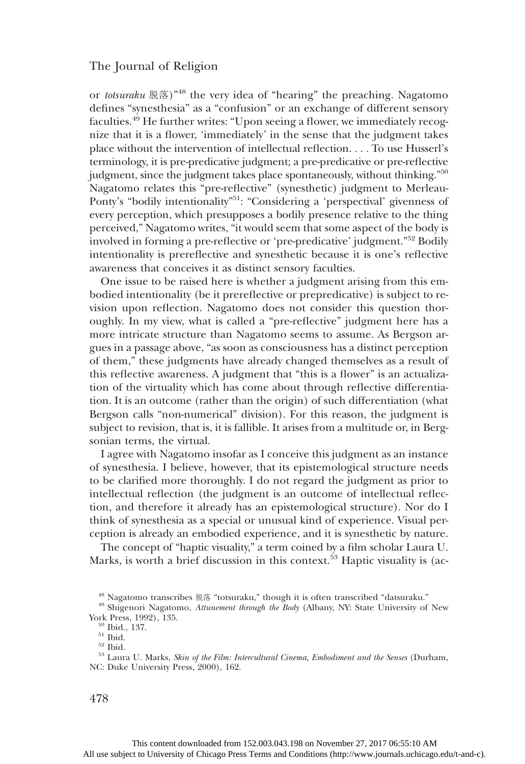or *totsuraku* 脱落)"[48] the very idea of "hearing" the preaching. Nagatomo defines "synesthesia" as a "confusion" or an exchange of different sensory faculties.[49] He further writes: "Upon seeing a flower, we immediately recognize that it is a flower, 'immediately' in the sense that the judgment takes place without the intervention of intellectual reflection. . . . To use Husserl's terminology, it is pre-predicative judgment; a pre-predicative or pre-reflective judgment, since the judgment takes place spontaneously, without thinking."[50] Nagatomo relates this "pre-reflective" (synesthetic) judgment to Merleau-Ponty's "bodily intentionality"[51]: "Considering a 'perspectival' givenness of every perception, which presupposes a bodily presence relative to the thing perceived," Nagatomo writes, "it would seem that some aspect of the body is involved in forming a pre-reflective or 'pre-predicative' judgment."[52] Bodily intentionality is prereflective and synesthetic because it is one's reflective awareness that conceives it as distinct sensory faculties.

One issue to be raised here is whether a judgment arising from this embodied intentionality (be it prereflective or prepredicative) is subject to revision upon reflection. Nagatomo does not consider this question thoroughly. In my view, what is called a "pre-reflective" judgment here has a more intricate structure than Nagatomo seems to assume. As Bergson argues in a passage above, "as soon as consciousness has a distinct perception of them," these judgments have already changed themselves as a result of this reflective awareness. A judgment that "this is a flower" is an actualization of the virtuality which has come about through reflective differentiation. It is an outcome (rather than the origin) of such differentiation (what Bergson calls "non-numerical" division). For this reason, the judgment is subject to revision, that is, it is fallible. It arises from a multitude or, in Bergsonian terms, the virtual.

I agree with Nagatomo insofar as I conceive this judgment as an instance of synesthesia. I believe, however, that its epistemological structure needs to be clarified more thoroughly. I do not regard the judgment as prior to intellectual reflection (the judgment is an outcome of intellectual reflection, and therefore it already has an epistemological structure). Nor do I think of synesthesia as a special or unusual kind of experience. Visual perception is already an embodied experience, and it is synesthetic by nature.

The concept of "haptic visuality," a term coined by a film scholar Laura U. Marks, is worth a brief discussion in this context.[53] Haptic visuality is (ac-

---

[48] Nagatomo transcribes 脱落 "totsuraku," though it is often transcribed "datsuraku."

[49] Shigenori Nagatomo, *Attunement through the Body* (Albany, NY: State University of New York Press, 1992), 135.

[50] Ibid., 137.

[51] Ibid.

[52] Ibid.

[53] Laura U. Marks, *Skin of the Film: Intercultural Cinema, Embodiment and the Senses* (Durham, NC: Duke University Press, 2000), 162.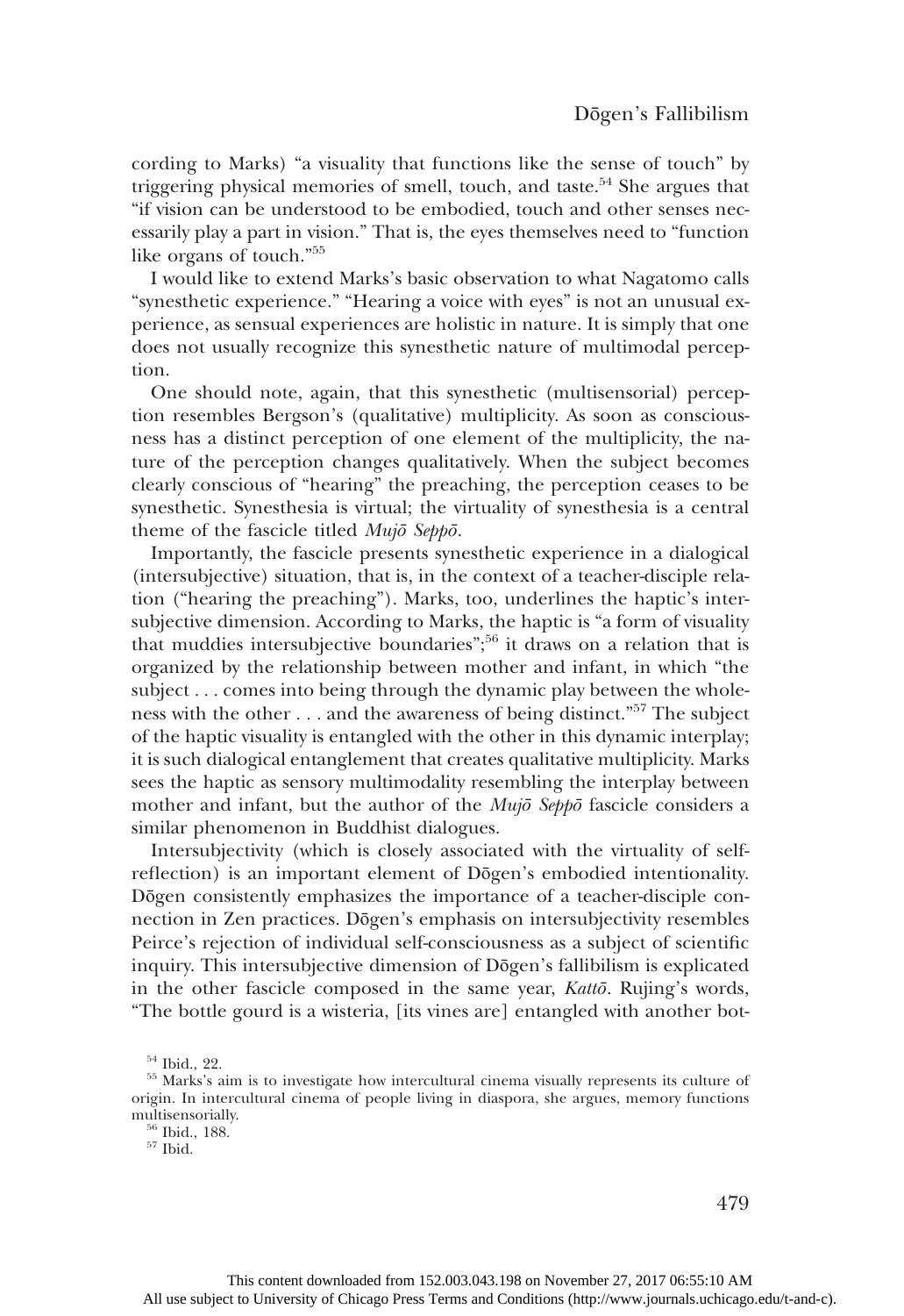cording to Marks) "a visuality that functions like the sense of touch" by triggering physical memories of smell, touch, and taste.[54] She argues that "if vision can be understood to be embodied, touch and other senses necessarily play a part in vision." That is, the eyes themselves need to "function like organs of touch."[55]

I would like to extend Marks's basic observation to what Nagatomo calls "synesthetic experience." "Hearing a voice with eyes" is not an unusual experience, as sensual experiences are holistic in nature. It is simply that one does not usually recognize this synesthetic nature of multimodal perception.

One should note, again, that this synesthetic (multisensorial) perception resembles Bergson's (qualitative) multiplicity. As soon as consciousness has a distinct perception of one element of the multiplicity, the nature of the perception changes qualitatively. When the subject becomes clearly conscious of "hearing" the preaching, the perception ceases to be synesthetic. Synesthesia is virtual; the virtuality of synesthesia is a central theme of the fascicle titled *Mujō Seppō*.

Importantly, the fascicle presents synesthetic experience in a dialogical (intersubjective) situation, that is, in the context of a teacher-disciple relation ("hearing the preaching"). Marks, too, underlines the haptic's intersubjective dimension. According to Marks, the haptic is "a form of visuality that muddies intersubjective boundaries";[56] it draws on a relation that is organized by the relationship between mother and infant, in which "the subject . . . comes into being through the dynamic play between the wholeness with the other . . . and the awareness of being distinct."[57] The subject of the haptic visuality is entangled with the other in this dynamic interplay; it is such dialogical entanglement that creates qualitative multiplicity. Marks sees the haptic as sensory multimodality resembling the interplay between mother and infant, but the author of the *Mujō Seppō* fascicle considers a similar phenomenon in Buddhist dialogues.

Intersubjectivity (which is closely associated with the virtuality of self-reflection) is an important element of Dōgen's embodied intentionality. Dōgen consistently emphasizes the importance of a teacher-disciple connection in Zen practices. Dōgen's emphasis on intersubjectivity resembles Peirce's rejection of individual self-consciousness as a subject of scientific inquiry. This intersubjective dimension of Dōgen's fallibilism is explicated in the other fascicle composed in the same year, *Kattō*. Rujing's words, "The bottle gourd is a wisteria, [its vines are] entangled with another bot-

[54] Ibid., 22.

[55] Marks's aim is to investigate how intercultural cinema visually represents its culture of origin. In intercultural cinema of people living in diaspora, she argues, memory functions multisensorially.

[56] Ibid., 188.

[57] Ibid.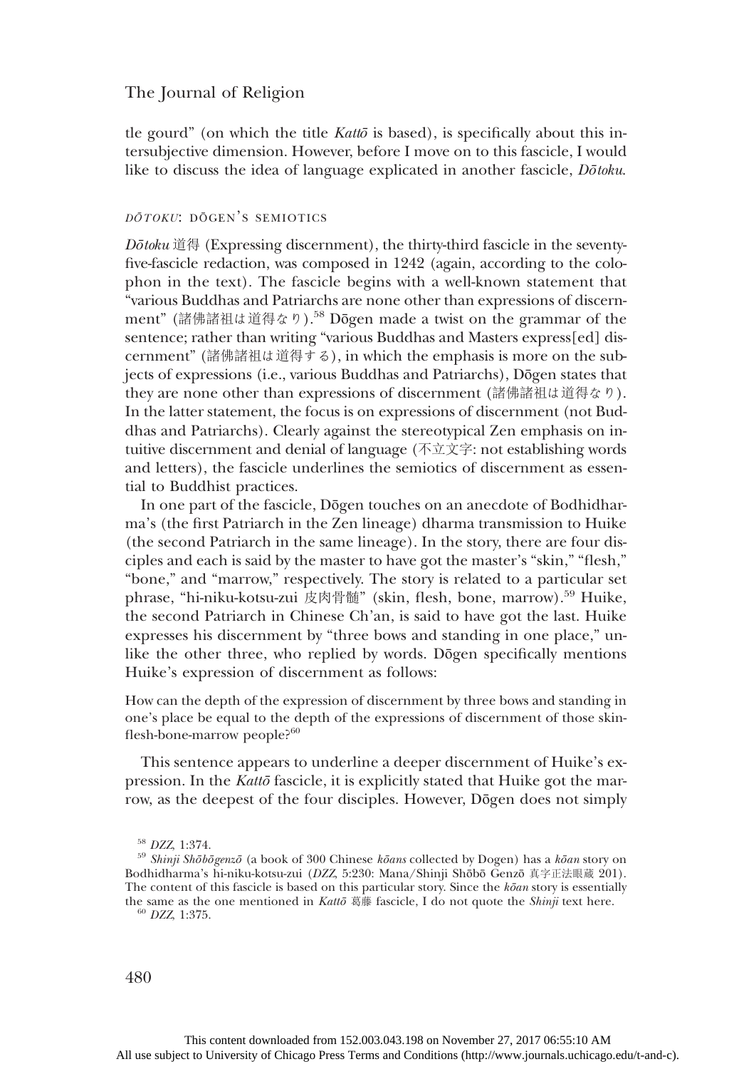tle gourd" (on which the title *Kattō* is based), is specifically about this intersubjective dimension. However, before I move on to this fascicle, I would like to discuss the idea of language explicated in another fascicle, *Dōtoku*.

### *DŌTOKU*: DŌGEN'S SEMIOTICS

*Dōtoku* 道得 (Expressing discernment), the thirty-third fascicle in the seventy-five-fascicle redaction, was composed in 1242 (again, according to the colophon in the text). The fascicle begins with a well-known statement that "various Buddhas and Patriarchs are none other than expressions of discernment" (諸佛諸祖は道得なり).[58] Dōgen made a twist on the grammar of the sentence; rather than writing "various Buddhas and Masters express[ed] discernment" (諸佛諸祖は道得する), in which the emphasis is more on the subjects of expressions (i.e., various Buddhas and Patriarchs), Dōgen states that they are none other than expressions of discernment (諸佛諸祖は道得なり). In the latter statement, the focus is on expressions of discernment (not Buddhas and Patriarchs). Clearly against the stereotypical Zen emphasis on intuitive discernment and denial of language (不立文字: not establishing words and letters), the fascicle underlines the semiotics of discernment as essential to Buddhist practices.

In one part of the fascicle, Dōgen touches on an anecdote of Bodhidharma's (the first Patriarch in the Zen lineage) dharma transmission to Huike (the second Patriarch in the same lineage). In the story, there are four disciples and each is said by the master to have got the master's "skin," "flesh," "bone," and "marrow," respectively. The story is related to a particular set phrase, "hi-niku-kotsu-zui 皮肉骨髄" (skin, flesh, bone, marrow).[59] Huike, the second Patriarch in Chinese Ch'an, is said to have got the last. Huike expresses his discernment by "three bows and standing in one place," unlike the other three, who replied by words. Dōgen specifically mentions Huike's expression of discernment as follows:

> How can the depth of the expression of discernment by three bows and standing in one's place be equal to the depth of the expressions of discernment of those skin-flesh-bone-marrow people?[60]

This sentence appears to underline a deeper discernment of Huike's expression. In the *Kattō* fascicle, it is explicitly stated that Huike got the marrow, as the deepest of the four disciples. However, Dōgen does not simply

[58] *DZZ*, 1:374.

[59] *Shinji Shōbōgenzō* (a book of 300 Chinese *kōans* collected by Dogen) has a *kōan* story on Bodhidharma's hi-niku-kotsu-zui (*DZZ*, 5:230: Mana/Shinji Shōbō Genzō 真字正法眼蔵 201). The content of this fascicle is based on this particular story. Since the *kōan* story is essentially the same as the one mentioned in *Kattō* 葛藤 fascicle, I do not quote the *Shinji* text here.

[60] *DZZ*, 1:375.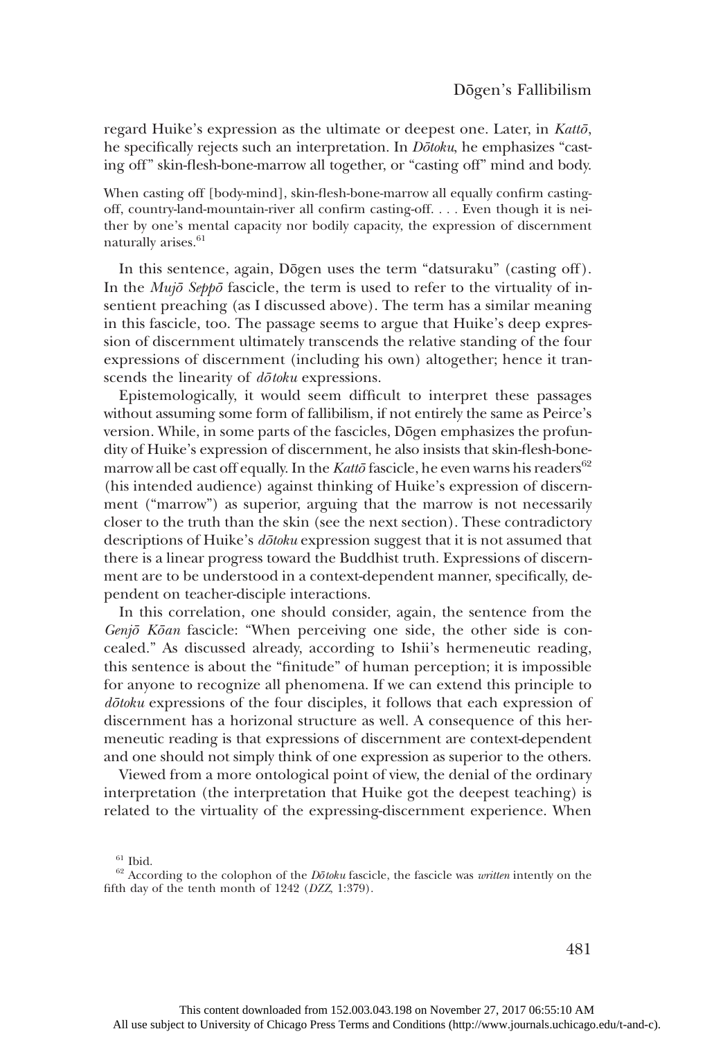regard Huike's expression as the ultimate or deepest one. Later, in *Kattō*, he specifically rejects such an interpretation. In *Dōtoku*, he emphasizes "casting off" skin-flesh-bone-marrow all together, or "casting off" mind and body.

> When casting off [body-mind], skin-flesh-bone-marrow all equally confirm casting-off, country-land-mountain-river all confirm casting-off. . . . Even though it is neither by one's mental capacity nor bodily capacity, the expression of discernment naturally arises.[61]

In this sentence, again, Dōgen uses the term "datsuraku" (casting off). In the *Mujō Seppō* fascicle, the term is used to refer to the virtuality of insentient preaching (as I discussed above). The term has a similar meaning in this fascicle, too. The passage seems to argue that Huike's deep expression of discernment ultimately transcends the relative standing of the four expressions of discernment (including his own) altogether; hence it transcends the linearity of *dōtoku* expressions.

Epistemologically, it would seem difficult to interpret these passages without assuming some form of fallibilism, if not entirely the same as Peirce's version. While, in some parts of the fascicles, Dōgen emphasizes the profundity of Huike's expression of discernment, he also insists that skin-flesh-bone-marrow all be cast off equally. In the *Kattō* fascicle, he even warns his readers[62] (his intended audience) against thinking of Huike's expression of discernment ("marrow") as superior, arguing that the marrow is not necessarily closer to the truth than the skin (see the next section). These contradictory descriptions of Huike's *dōtoku* expression suggest that it is not assumed that there is a linear progress toward the Buddhist truth. Expressions of discernment are to be understood in a context-dependent manner, specifically, dependent on teacher-disciple interactions.

In this correlation, one should consider, again, the sentence from the *Genjō Kōan* fascicle: "When perceiving one side, the other side is concealed." As discussed already, according to Ishii's hermeneutic reading, this sentence is about the "finitude" of human perception; it is impossible for anyone to recognize all phenomena. If we can extend this principle to *dōtoku* expressions of the four disciples, it follows that each expression of discernment has a horizonal structure as well. A consequence of this hermeneutic reading is that expressions of discernment are context-dependent and one should not simply think of one expression as superior to the others.

Viewed from a more ontological point of view, the denial of the ordinary interpretation (the interpretation that Huike got the deepest teaching) is related to the virtuality of the expressing-discernment experience. When

[61] Ibid.

[62] According to the colophon of the *Dōtoku* fascicle, the fascicle was *written* intently on the fifth day of the tenth month of 1242 (*DZZ*, 1:379).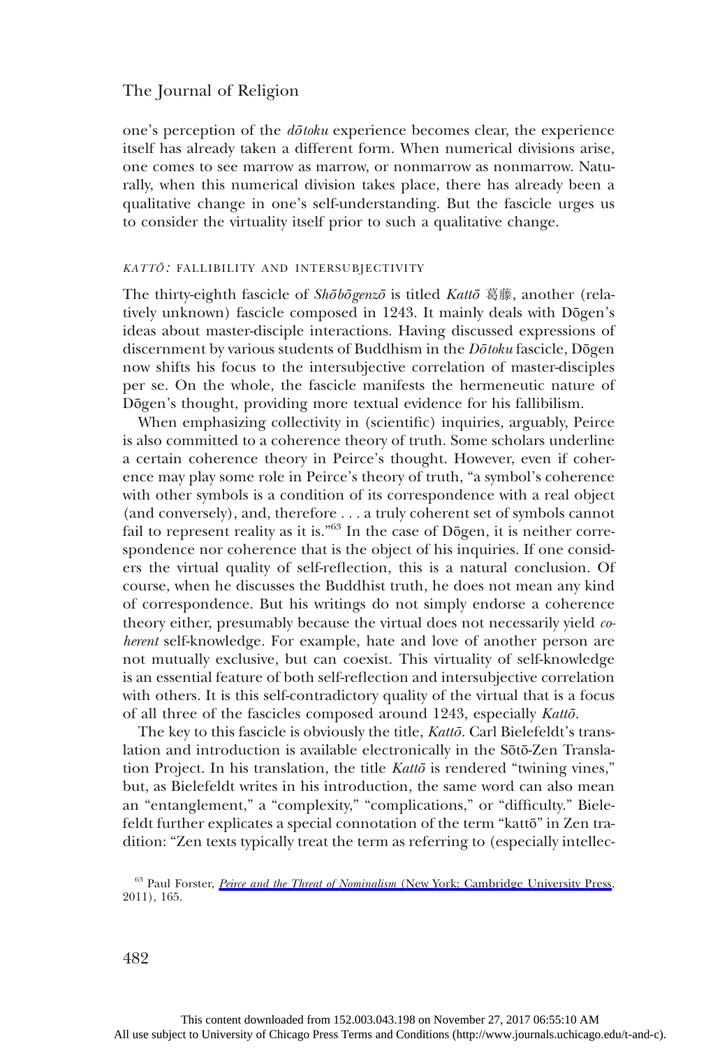one's perception of the *dōtoku* experience becomes clear, the experience itself has already taken a different form. When numerical divisions arise, one comes to see marrow as marrow, or nonmarrow as nonmarrow. Naturally, when this numerical division takes place, there has already been a qualitative change in one's self-understanding. But the fascicle urges us to consider the virtuality itself prior to such a qualitative change.

### *KATTŌ*: FALLIBILITY AND INTERSUBJECTIVITY

The thirty-eighth fascicle of *Shōbōgenzō* is titled *Kattō* 葛藤, another (relatively unknown) fascicle composed in 1243. It mainly deals with Dōgen's ideas about master-disciple interactions. Having discussed expressions of discernment by various students of Buddhism in the *Dōtoku* fascicle, Dōgen now shifts his focus to the intersubjective correlation of master-disciples per se. On the whole, the fascicle manifests the hermeneutic nature of Dōgen's thought, providing more textual evidence for his fallibilism.

When emphasizing collectivity in (scientific) inquiries, arguably, Peirce is also committed to a coherence theory of truth. Some scholars underline a certain coherence theory in Peirce's thought. However, even if coherence may play some role in Peirce's theory of truth, "a symbol's coherence with other symbols is a condition of its correspondence with a real object (and conversely), and, therefore . . . a truly coherent set of symbols cannot fail to represent reality as it is."[63] In the case of Dōgen, it is neither correspondence nor coherence that is the object of his inquiries. If one considers the virtual quality of self-reflection, this is a natural conclusion. Of course, when he discusses the Buddhist truth, he does not mean any kind of correspondence. But his writings do not simply endorse a coherence theory either, presumably because the virtual does not necessarily yield *coherent* self-knowledge. For example, hate and love of another person are not mutually exclusive, but can coexist. This virtuality of self-knowledge is an essential feature of both self-reflection and intersubjective correlation with others. It is this self-contradictory quality of the virtual that is a focus of all three of the fascicles composed around 1243, especially *Kattō*.

The key to this fascicle is obviously the title, *Kattō*. Carl Bielefeldt's translation and introduction is available electronically in the Sōtō-Zen Translation Project. In his translation, the title *Kattō* is rendered "twining vines," but, as Bielefeldt writes in his introduction, the same word can also mean an "entanglement," a "complexity," "complications," or "difficulty." Bielefeldt further explicates a special connotation of the term "kattō" in Zen tradition: "Zen texts typically treat the term as referring to (especially intellec-

[63] Paul Forster, *Peirce and the Threat of Nominalism* (New York: Cambridge University Press, 2011), 165.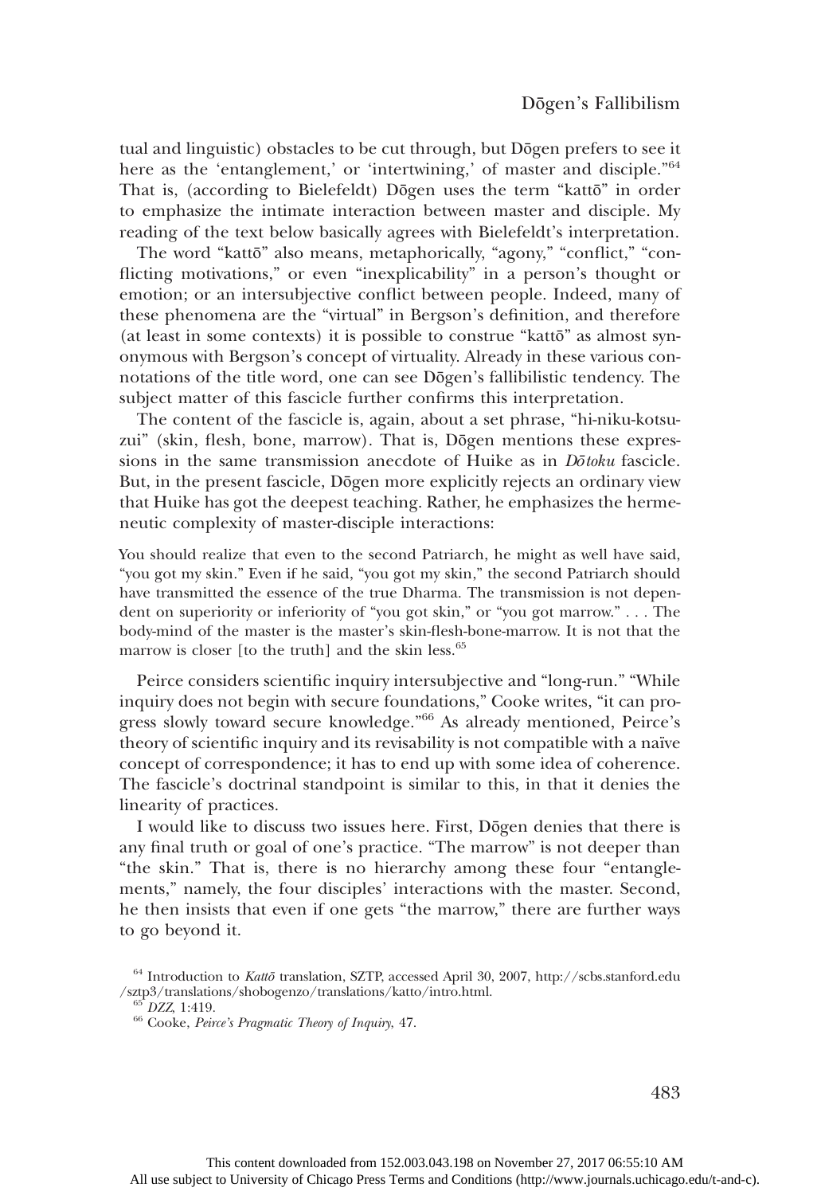tual and linguistic) obstacles to be cut through, but Dōgen prefers to see it here as the 'entanglement,' or 'intertwining,' of master and disciple."[64] That is, (according to Bielefeldt) Dōgen uses the term "kattō" in order to emphasize the intimate interaction between master and disciple. My reading of the text below basically agrees with Bielefeldt's interpretation.

The word "kattō" also means, metaphorically, "agony," "conflict," "conflicting motivations," or even "inexplicability" in a person's thought or emotion; or an intersubjective conflict between people. Indeed, many of these phenomena are the "virtual" in Bergson's definition, and therefore (at least in some contexts) it is possible to construe "kattō" as almost synonymous with Bergson's concept of virtuality. Already in these various connotations of the title word, one can see Dōgen's fallibilistic tendency. The subject matter of this fascicle further confirms this interpretation.

The content of the fascicle is, again, about a set phrase, "hi-niku-kotsu-zui" (skin, flesh, bone, marrow). That is, Dōgen mentions these expressions in the same transmission anecdote of Huike as in *Dōtoku* fascicle. But, in the present fascicle, Dōgen more explicitly rejects an ordinary view that Huike has got the deepest teaching. Rather, he emphasizes the hermeneutic complexity of master-disciple interactions:

> You should realize that even to the second Patriarch, he might as well have said, "you got my skin." Even if he said, "you got my skin," the second Patriarch should have transmitted the essence of the true Dharma. The transmission is not dependent on superiority or inferiority of "you got skin," or "you got marrow." . . . The body-mind of the master is the master's skin-flesh-bone-marrow. It is not that the marrow is closer [to the truth] and the skin less.[65]

Peirce considers scientific inquiry intersubjective and "long-run." "While inquiry does not begin with secure foundations," Cooke writes, "it can progress slowly toward secure knowledge."[66] As already mentioned, Peirce's theory of scientific inquiry and its revisability is not compatible with a naïve concept of correspondence; it has to end up with some idea of coherence. The fascicle's doctrinal standpoint is similar to this, in that it denies the linearity of practices.

I would like to discuss two issues here. First, Dōgen denies that there is any final truth or goal of one's practice. "The marrow" is not deeper than "the skin." That is, there is no hierarchy among these four "entanglements," namely, the four disciples' interactions with the master. Second, he then insists that even if one gets "the marrow," there are further ways to go beyond it.

---

[64] Introduction to *Kattō* translation, SZTP, accessed April 30, 2007, http://scbs.stanford.edu/sztp3/translations/shobogenzo/translations/katto/intro.html.

[65] *DZZ*, 1:419.

[66] Cooke, *Peirce's Pragmatic Theory of Inquiry*, 47.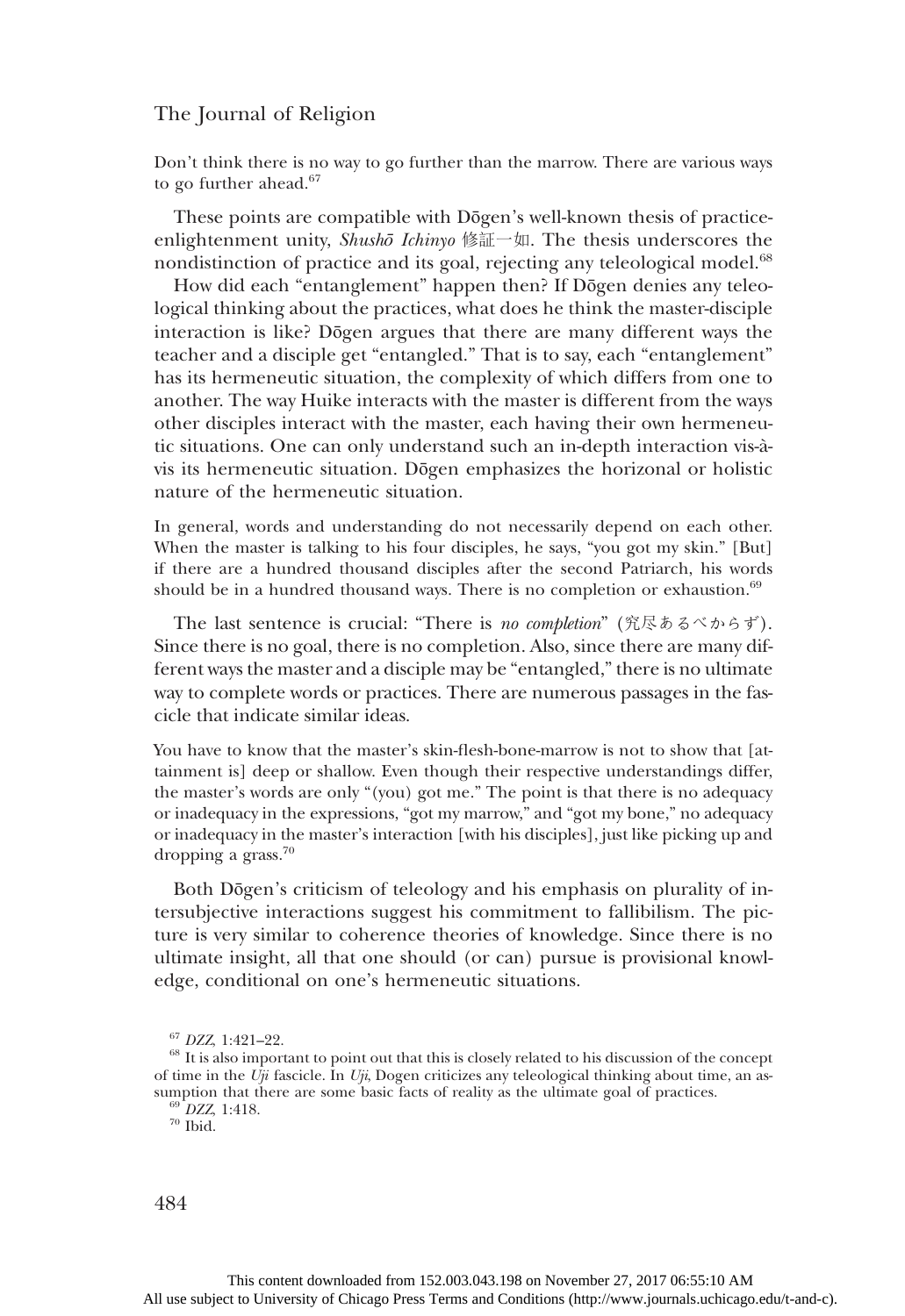Don't think there is no way to go further than the marrow. There are various ways to go further ahead.[67]

These points are compatible with Dōgen's well-known thesis of practice-enlightenment unity, *Shushō Ichinyo* 修証一如. The thesis underscores the nondistinction of practice and its goal, rejecting any teleological model.[68]

How did each "entanglement" happen then? If Dōgen denies any teleological thinking about the practices, what does he think the master-disciple interaction is like? Dōgen argues that there are many different ways the teacher and a disciple get "entangled." That is to say, each "entanglement" has its hermeneutic situation, the complexity of which differs from one to another. The way Huike interacts with the master is different from the ways other disciples interact with the master, each having their own hermeneutic situations. One can only understand such an in-depth interaction vis-à-vis its hermeneutic situation. Dōgen emphasizes the horizonal or holistic nature of the hermeneutic situation.

> In general, words and understanding do not necessarily depend on each other. When the master is talking to his four disciples, he says, "you got my skin." [But] if there are a hundred thousand disciples after the second Patriarch, his words should be in a hundred thousand ways. There is no completion or exhaustion.[69]

The last sentence is crucial: "There is *no completion*" (究尽あるべからず). Since there is no goal, there is no completion. Also, since there are many different ways the master and a disciple may be "entangled," there is no ultimate way to complete words or practices. There are numerous passages in the fascicle that indicate similar ideas.

> You have to know that the master's skin-flesh-bone-marrow is not to show that [attainment is] deep or shallow. Even though their respective understandings differ, the master's words are only "(you) got me." The point is that there is no adequacy or inadequacy in the expressions, "got my marrow," and "got my bone," no adequacy or inadequacy in the master's interaction [with his disciples], just like picking up and dropping a grass.[70]

Both Dōgen's criticism of teleology and his emphasis on plurality of intersubjective interactions suggest his commitment to fallibilism. The picture is very similar to coherence theories of knowledge. Since there is no ultimate insight, all that one should (or can) pursue is provisional knowledge, conditional on one's hermeneutic situations.

[67] *DZZ*, 1:421–22.

[68] It is also important to point out that this is closely related to his discussion of the concept of time in the *Uji* fascicle. In *Uji*, Dogen criticizes any teleological thinking about time, an assumption that there are some basic facts of reality as the ultimate goal of practices.

[69] *DZZ*, 1:418.

[70] Ibid.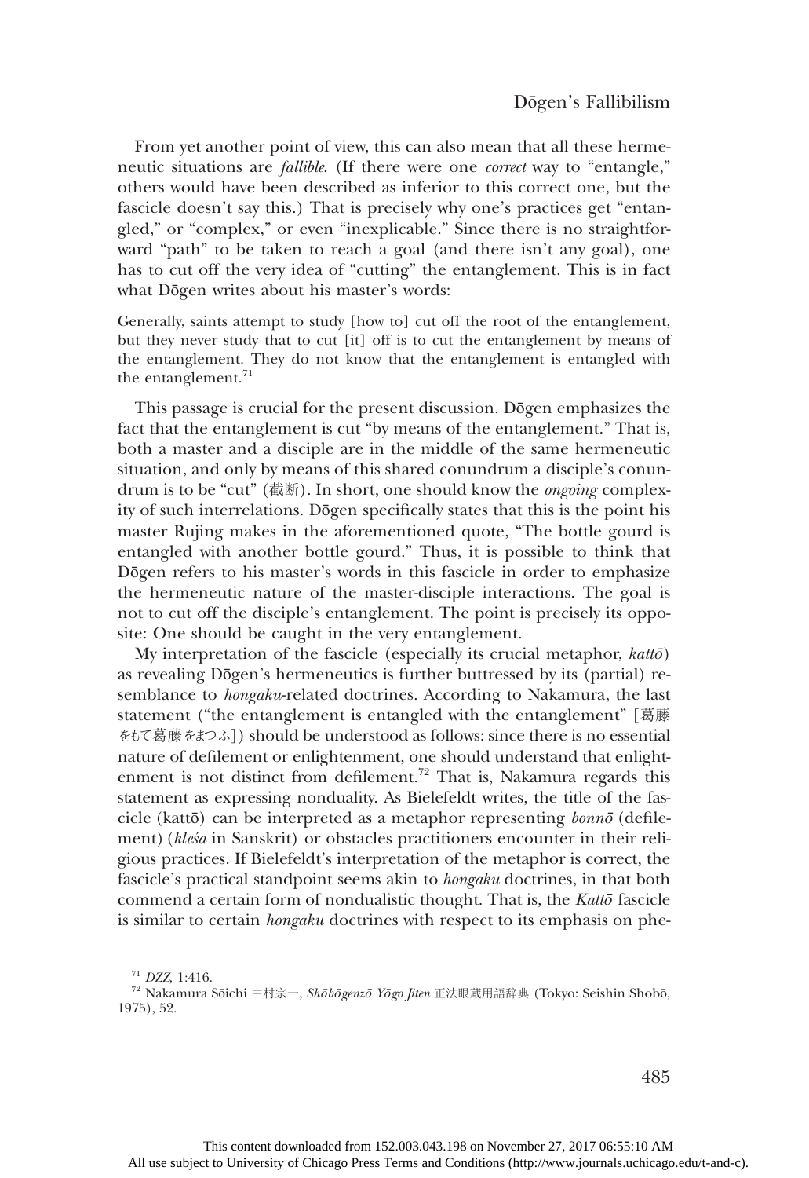From yet another point of view, this can also mean that all these hermeneutic situations are *fallible*. (If there were one *correct* way to "entangle," others would have been described as inferior to this correct one, but the fascicle doesn't say this.) That is precisely why one's practices get "entangled," or "complex," or even "inexplicable." Since there is no straightforward "path" to be taken to reach a goal (and there isn't any goal), one has to cut off the very idea of "cutting" the entanglement. This is in fact what Dōgen writes about his master's words:

> Generally, saints attempt to study [how to] cut off the root of the entanglement, but they never study that to cut [it] off is to cut the entanglement by means of the entanglement. They do not know that the entanglement is entangled with the entanglement.[71]

This passage is crucial for the present discussion. Dōgen emphasizes the fact that the entanglement is cut "by means of the entanglement." That is, both a master and a disciple are in the middle of the same hermeneutic situation, and only by means of this shared conundrum a disciple's conundrum is to be "cut" (截断). In short, one should know the *ongoing* complexity of such interrelations. Dōgen specifically states that this is the point his master Rujing makes in the aforementioned quote, "The bottle gourd is entangled with another bottle gourd." Thus, it is possible to think that Dōgen refers to his master's words in this fascicle in order to emphasize the hermeneutic nature of the master-disciple interactions. The goal is not to cut off the disciple's entanglement. The point is precisely its opposite: One should be caught in the very entanglement.

My interpretation of the fascicle (especially its crucial metaphor, *kattō*) as revealing Dōgen's hermeneutics is further buttressed by its (partial) resemblance to *hongaku*-related doctrines. According to Nakamura, the last statement ("the entanglement is entangled with the entanglement" [葛藤をもて葛藤をまつふ]) should be understood as follows: since there is no essential nature of defilement or enlightenment, one should understand that enlightenment is not distinct from defilement.[72] That is, Nakamura regards this statement as expressing nonduality. As Bielefeldt writes, the title of the fascicle (kattō) can be interpreted as a metaphor representing *bonnō* (defilement) (*kleśa* in Sanskrit) or obstacles practitioners encounter in their religious practices. If Bielefeldt's interpretation of the metaphor is correct, the fascicle's practical standpoint seems akin to *hongaku* doctrines, in that both commend a certain form of nondualistic thought. That is, the *Kattō* fascicle is similar to certain *hongaku* doctrines with respect to its emphasis on phe-

[71] *DZZ*, 1:416.

[72] Nakamura Sōichi 中村宗一, *Shōbōgenzō Yōgo Jiten* 正法眼蔵用語辞典 (Tokyo: Seishin Shobō, 1975), 52.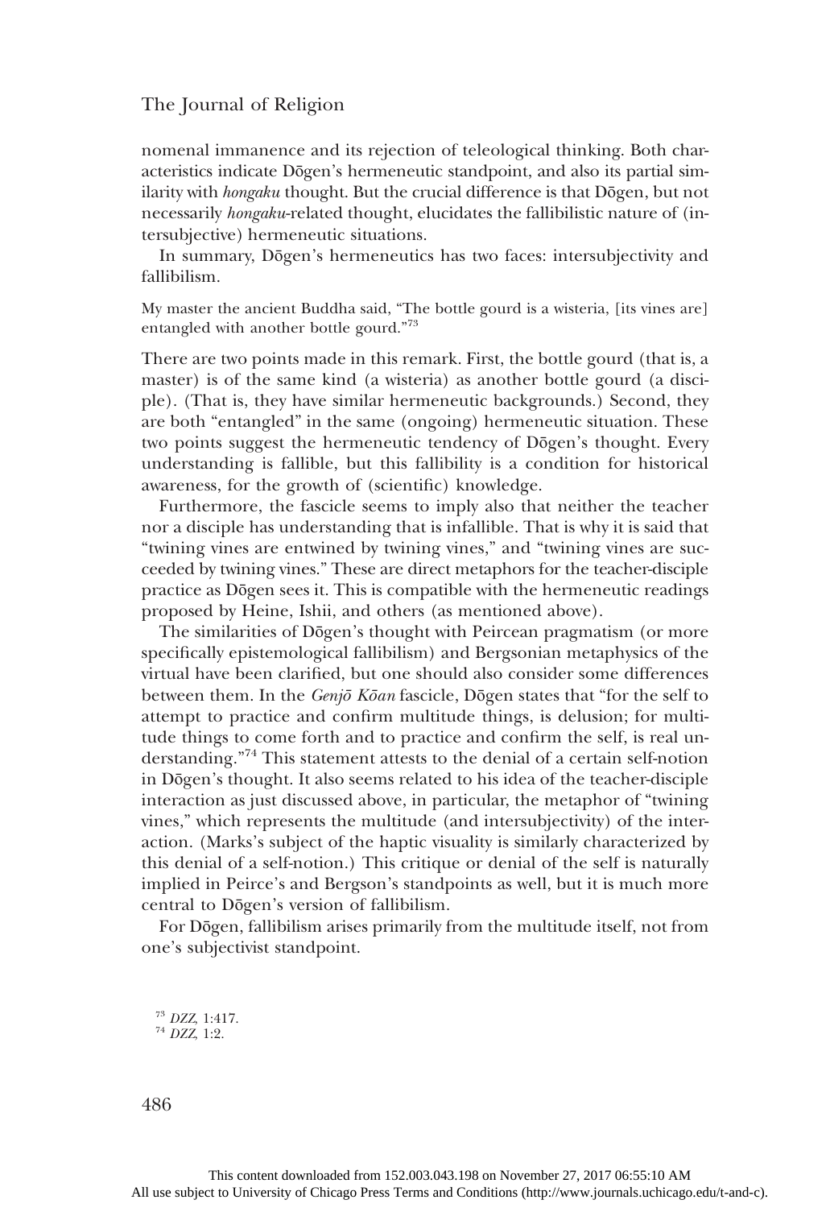nomenal immanence and its rejection of teleological thinking. Both characteristics indicate Dōgen's hermeneutic standpoint, and also its partial similarity with *hongaku* thought. But the crucial difference is that Dōgen, but not necessarily *hongaku*-related thought, elucidates the fallibilistic nature of (intersubjective) hermeneutic situations.

In summary, Dōgen's hermeneutics has two faces: intersubjectivity and fallibilism.

> My master the ancient Buddha said, "The bottle gourd is a wisteria, [its vines are] entangled with another bottle gourd."[73]

There are two points made in this remark. First, the bottle gourd (that is, a master) is of the same kind (a wisteria) as another bottle gourd (a disciple). (That is, they have similar hermeneutic backgrounds.) Second, they are both "entangled" in the same (ongoing) hermeneutic situation. These two points suggest the hermeneutic tendency of Dōgen's thought. Every understanding is fallible, but this fallibility is a condition for historical awareness, for the growth of (scientific) knowledge.

Furthermore, the fascicle seems to imply also that neither the teacher nor a disciple has understanding that is infallible. That is why it is said that "twining vines are entwined by twining vines," and "twining vines are succeeded by twining vines." These are direct metaphors for the teacher-disciple practice as Dōgen sees it. This is compatible with the hermeneutic readings proposed by Heine, Ishii, and others (as mentioned above).

The similarities of Dōgen's thought with Peircean pragmatism (or more specifically epistemological fallibilism) and Bergsonian metaphysics of the virtual have been clarified, but one should also consider some differences between them. In the *Genjō Kōan* fascicle, Dōgen states that "for the self to attempt to practice and confirm multitude things, is delusion; for multitude things to come forth and to practice and confirm the self, is real understanding."[74] This statement attests to the denial of a certain self-notion in Dōgen's thought. It also seems related to his idea of the teacher-disciple interaction as just discussed above, in particular, the metaphor of "twining vines," which represents the multitude (and intersubjectivity) of the interaction. (Marks's subject of the haptic visuality is similarly characterized by this denial of a self-notion.) This critique or denial of the self is naturally implied in Peirce's and Bergson's standpoints as well, but it is much more central to Dōgen's version of fallibilism.

For Dōgen, fallibilism arises primarily from the multitude itself, not from one's subjectivist standpoint.

[73] *DZZ*, 1:417.

[74] *DZZ*, 1:2.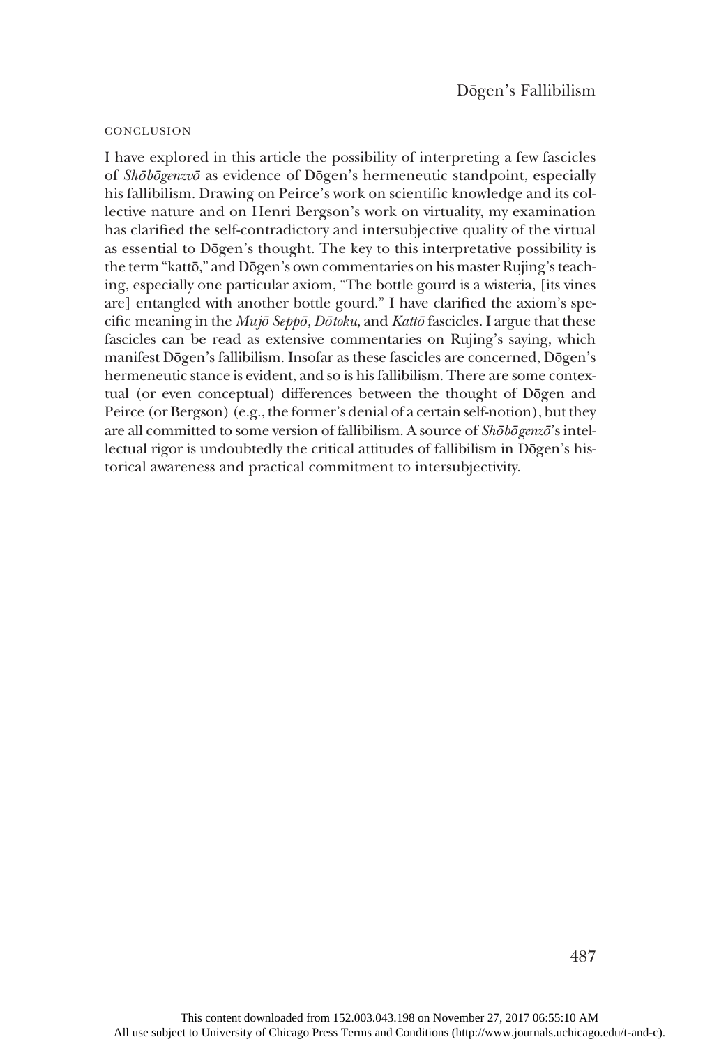## CONCLUSION

I have explored in this article the possibility of interpreting a few fascicles of *Shōbōgenzvō* as evidence of Dōgen's hermeneutic standpoint, especially his fallibilism. Drawing on Peirce's work on scientific knowledge and its collective nature and on Henri Bergson's work on virtuality, my examination has clarified the self-contradictory and intersubjective quality of the virtual as essential to Dōgen's thought. The key to this interpretative possibility is the term "kattō," and Dōgen's own commentaries on his master Rujing's teaching, especially one particular axiom, "The bottle gourd is a wisteria, [its vines are] entangled with another bottle gourd." I have clarified the axiom's specific meaning in the *Mujō Seppō, Dōtoku,* and *Kattō* fascicles. I argue that these fascicles can be read as extensive commentaries on Rujing's saying, which manifest Dōgen's fallibilism. Insofar as these fascicles are concerned, Dōgen's hermeneutic stance is evident, and so is his fallibilism. There are some contextual (or even conceptual) differences between the thought of Dōgen and Peirce (or Bergson) (e.g., the former's denial of a certain self-notion), but they are all committed to some version of fallibilism. A source of *Shōbōgenzō*'s intellectual rigor is undoubtedly the critical attitudes of fallibilism in Dōgen's historical awareness and practical commitment to intersubjectivity.